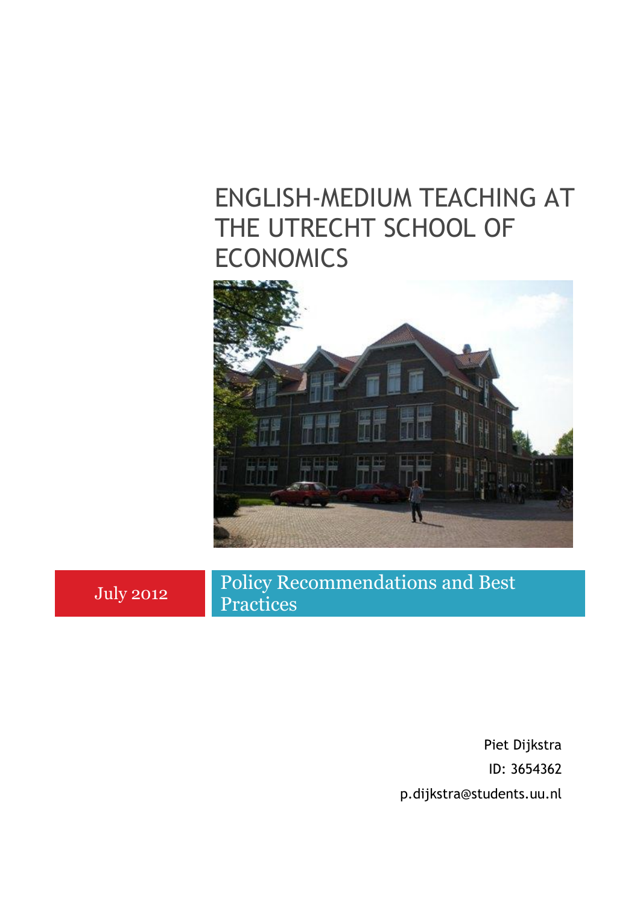# ENGLISH-MEDIUM TEACHING AT THE UTRECHT SCHOOL OF ECONOMICS

July 2012

Policy Recommendations and Best Practices

Piet Dijkstra

ID: 3654362

p.dijkstra@students.uu.nl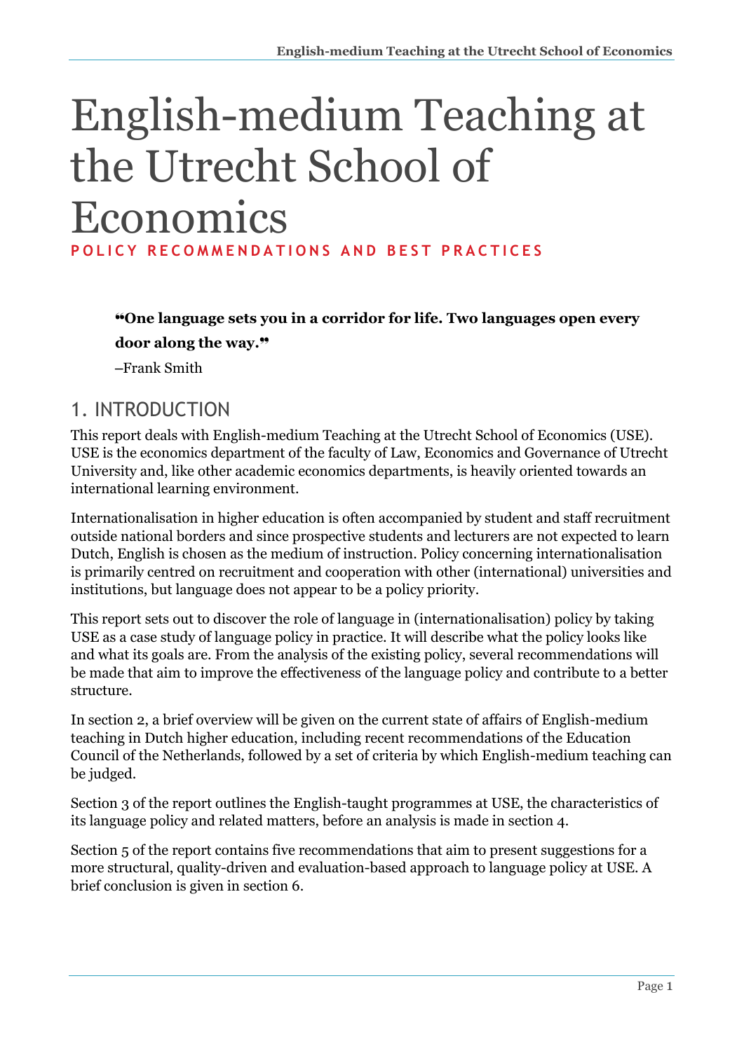# English-medium Teaching at the Utrecht School of Economics

**POLICY RECOMMENDATIONS AND BEST PRACTICES**

> **"One language sets you in a corridor for life. Two languages open every door along the way."**
>
> –Frank Smith

## 1. INTRODUCTION

This report deals with English-medium Teaching at the Utrecht School of Economics (USE). USE is the economics department of the faculty of Law, Economics and Governance of Utrecht University and, like other academic economics departments, is heavily oriented towards an international learning environment.

Internationalisation in higher education is often accompanied by student and staff recruitment outside national borders and since prospective students and lecturers are not expected to learn Dutch, English is chosen as the medium of instruction. Policy concerning internationalisation is primarily centred on recruitment and cooperation with other (international) universities and institutions, but language does not appear to be a policy priority.

This report sets out to discover the role of language in (internationalisation) policy by taking USE as a case study of language policy in practice. It will describe what the policy looks like and what its goals are. From the analysis of the existing policy, several recommendations will be made that aim to improve the effectiveness of the language policy and contribute to a better structure.

In section 2, a brief overview will be given on the current state of affairs of English-medium teaching in Dutch higher education, including recent recommendations of the Education Council of the Netherlands, followed by a set of criteria by which English-medium teaching can be judged.

Section 3 of the report outlines the English-taught programmes at USE, the characteristics of its language policy and related matters, before an analysis is made in section 4.

Section 5 of the report contains five recommendations that aim to present suggestions for a more structural, quality-driven and evaluation-based approach to language policy at USE. A brief conclusion is given in section 6.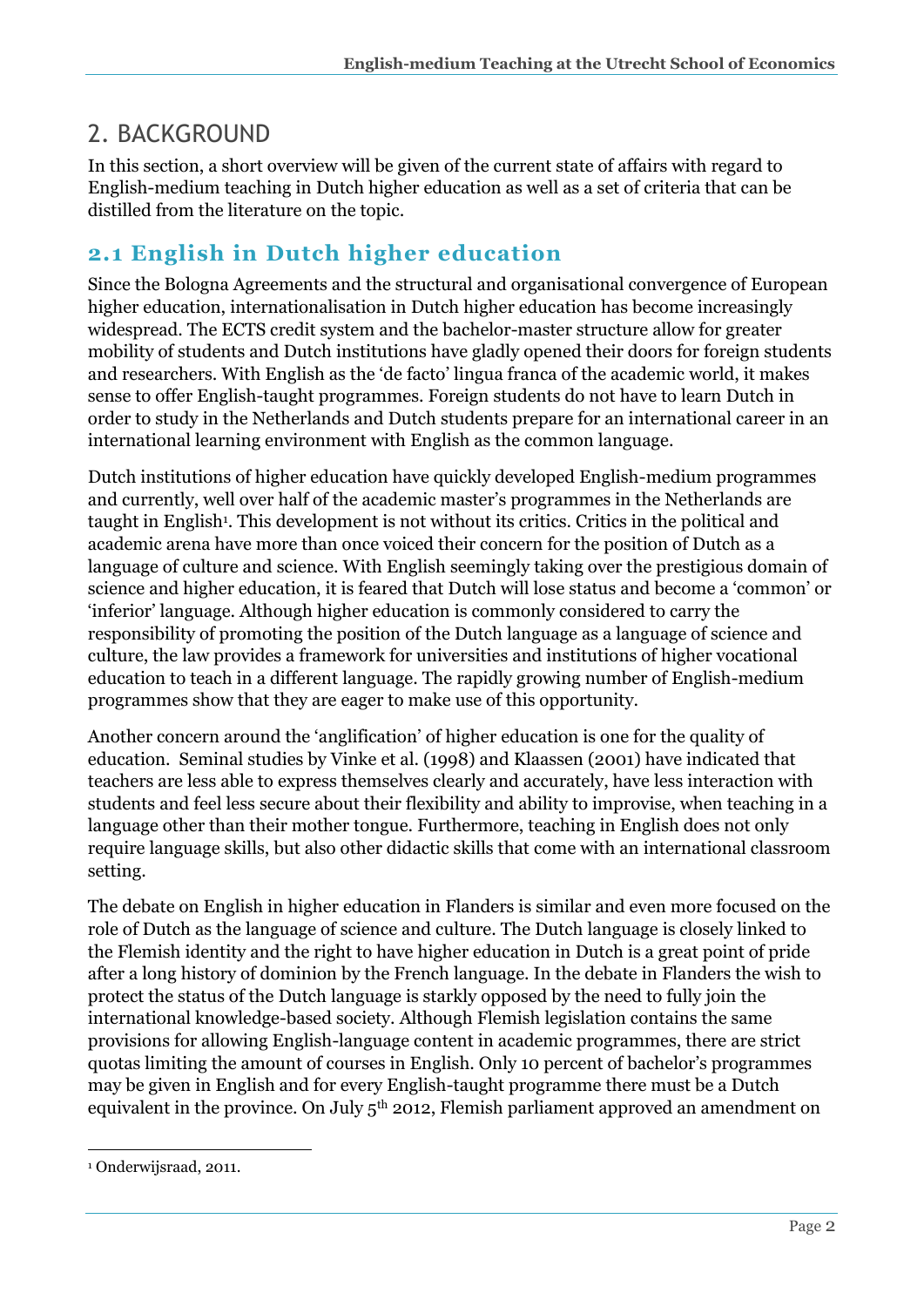# 2. BACKGROUND

In this section, a short overview will be given of the current state of affairs with regard to English-medium teaching in Dutch higher education as well as a set of criteria that can be distilled from the literature on the topic.

## 2.1 English in Dutch higher education

Since the Bologna Agreements and the structural and organisational convergence of European higher education, internationalisation in Dutch higher education has become increasingly widespread. The ECTS credit system and the bachelor-master structure allow for greater mobility of students and Dutch institutions have gladly opened their doors for foreign students and researchers. With English as the 'de facto' lingua franca of the academic world, it makes sense to offer English-taught programmes. Foreign students do not have to learn Dutch in order to study in the Netherlands and Dutch students prepare for an international career in an international learning environment with English as the common language.

Dutch institutions of higher education have quickly developed English-medium programmes and currently, well over half of the academic master's programmes in the Netherlands are taught in English[1]. This development is not without its critics. Critics in the political and academic arena have more than once voiced their concern for the position of Dutch as a language of culture and science. With English seemingly taking over the prestigious domain of science and higher education, it is feared that Dutch will lose status and become a 'common' or 'inferior' language. Although higher education is commonly considered to carry the responsibility of promoting the position of the Dutch language as a language of science and culture, the law provides a framework for universities and institutions of higher vocational education to teach in a different language. The rapidly growing number of English-medium programmes show that they are eager to make use of this opportunity.

Another concern around the 'anglification' of higher education is one for the quality of education. Seminal studies by Vinke et al. (1998) and Klaassen (2001) have indicated that teachers are less able to express themselves clearly and accurately, have less interaction with students and feel less secure about their flexibility and ability to improvise, when teaching in a language other than their mother tongue. Furthermore, teaching in English does not only require language skills, but also other didactic skills that come with an international classroom setting.

The debate on English in higher education in Flanders is similar and even more focused on the role of Dutch as the language of science and culture. The Dutch language is closely linked to the Flemish identity and the right to have higher education in Dutch is a great point of pride after a long history of dominion by the French language. In the debate in Flanders the wish to protect the status of the Dutch language is starkly opposed by the need to fully join the international knowledge-based society. Although Flemish legislation contains the same provisions for allowing English-language content in academic programmes, there are strict quotas limiting the amount of courses in English. Only 10 percent of bachelor's programmes may be given in English and for every English-taught programme there must be a Dutch equivalent in the province. On July 5th 2012, Flemish parliament approved an amendment on

[1] Onderwijsraad, 2011.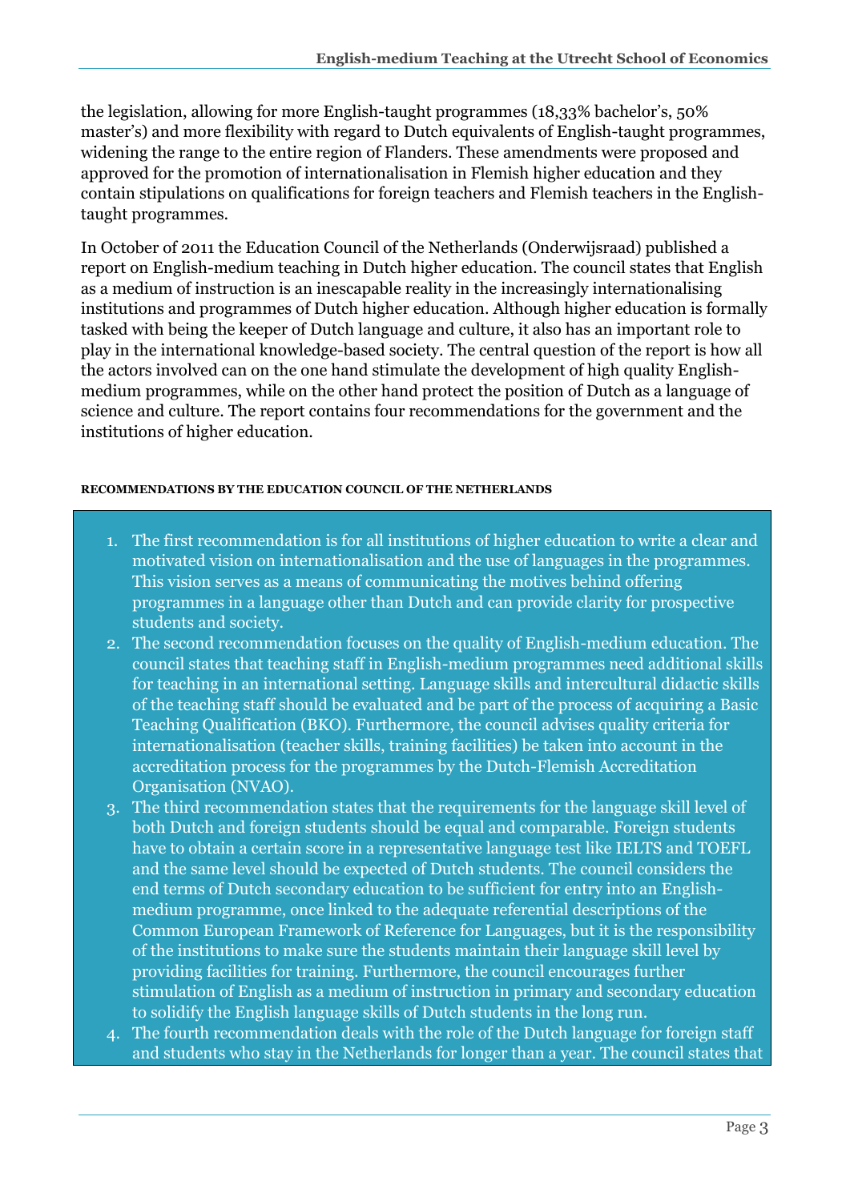the legislation, allowing for more English-taught programmes (18,33% bachelor's, 50% master's) and more flexibility with regard to Dutch equivalents of English-taught programmes, widening the range to the entire region of Flanders. These amendments were proposed and approved for the promotion of internationalisation in Flemish higher education and they contain stipulations on qualifications for foreign teachers and Flemish teachers in the English-taught programmes.

In October of 2011 the Education Council of the Netherlands (Onderwijsraad) published a report on English-medium teaching in Dutch higher education. The council states that English as a medium of instruction is an inescapable reality in the increasingly internationalising institutions and programmes of Dutch higher education. Although higher education is formally tasked with being the keeper of Dutch language and culture, it also has an important role to play in the international knowledge-based society. The central question of the report is how all the actors involved can on the one hand stimulate the development of high quality English-medium programmes, while on the other hand protect the position of Dutch as a language of science and culture. The report contains four recommendations for the government and the institutions of higher education.

**RECOMMENDATIONS BY THE EDUCATION COUNCIL OF THE NETHERLANDS**

1. The first recommendation is for all institutions of higher education to write a clear and motivated vision on internationalisation and the use of languages in the programmes. This vision serves as a means of communicating the motives behind offering programmes in a language other than Dutch and can provide clarity for prospective students and society.
2. The second recommendation focuses on the quality of English-medium education. The council states that teaching staff in English-medium programmes need additional skills for teaching in an international setting. Language skills and intercultural didactic skills of the teaching staff should be evaluated and be part of the process of acquiring a Basic Teaching Qualification (BKO). Furthermore, the council advises quality criteria for internationalisation (teacher skills, training facilities) be taken into account in the accreditation process for the programmes by the Dutch-Flemish Accreditation Organisation (NVAO).
3. The third recommendation states that the requirements for the language skill level of both Dutch and foreign students should be equal and comparable. Foreign students have to obtain a certain score in a representative language test like IELTS and TOEFL and the same level should be expected of Dutch students. The council considers the end terms of Dutch secondary education to be sufficient for entry into an English-medium programme, once linked to the adequate referential descriptions of the Common European Framework of Reference for Languages, but it is the responsibility of the institutions to make sure the students maintain their language skill level by providing facilities for training. Furthermore, the council encourages further stimulation of English as a medium of instruction in primary and secondary education to solidify the English language skills of Dutch students in the long run.
4. The fourth recommendation deals with the role of the Dutch language for foreign staff and students who stay in the Netherlands for longer than a year. The council states that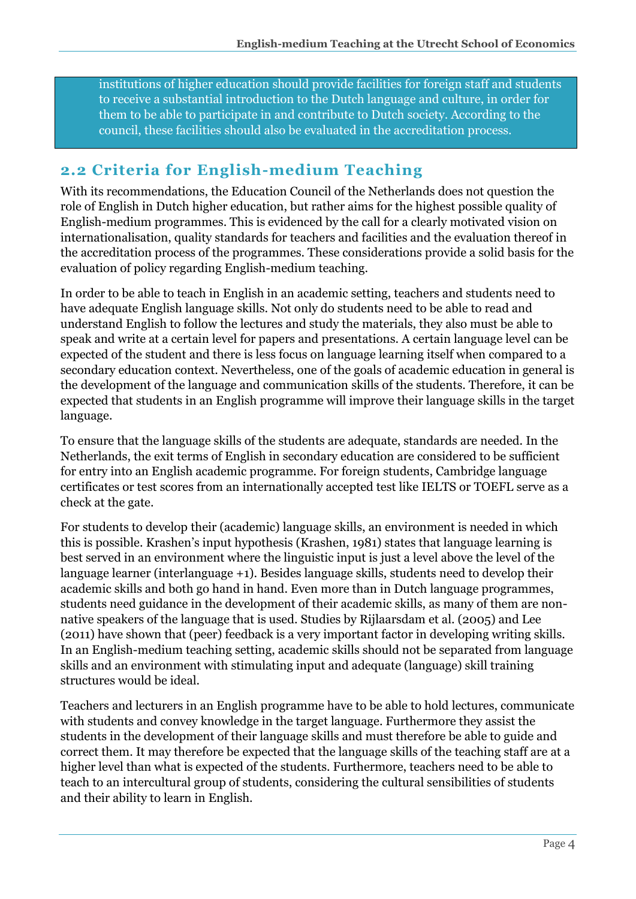institutions of higher education should provide facilities for foreign staff and students to receive a substantial introduction to the Dutch language and culture, in order for them to be able to participate in and contribute to Dutch society. According to the council, these facilities should also be evaluated in the accreditation process.

## 2.2 Criteria for English-medium Teaching

With its recommendations, the Education Council of the Netherlands does not question the role of English in Dutch higher education, but rather aims for the highest possible quality of English-medium programmes. This is evidenced by the call for a clearly motivated vision on internationalisation, quality standards for teachers and facilities and the evaluation thereof in the accreditation process of the programmes. These considerations provide a solid basis for the evaluation of policy regarding English-medium teaching.

In order to be able to teach in English in an academic setting, teachers and students need to have adequate English language skills. Not only do students need to be able to read and understand English to follow the lectures and study the materials, they also must be able to speak and write at a certain level for papers and presentations. A certain language level can be expected of the student and there is less focus on language learning itself when compared to a secondary education context. Nevertheless, one of the goals of academic education in general is the development of the language and communication skills of the students. Therefore, it can be expected that students in an English programme will improve their language skills in the target language.

To ensure that the language skills of the students are adequate, standards are needed. In the Netherlands, the exit terms of English in secondary education are considered to be sufficient for entry into an English academic programme. For foreign students, Cambridge language certificates or test scores from an internationally accepted test like IELTS or TOEFL serve as a check at the gate.

For students to develop their (academic) language skills, an environment is needed in which this is possible. Krashen's input hypothesis (Krashen, 1981) states that language learning is best served in an environment where the linguistic input is just a level above the level of the language learner (interlanguage +1). Besides language skills, students need to develop their academic skills and both go hand in hand. Even more than in Dutch language programmes, students need guidance in the development of their academic skills, as many of them are non-native speakers of the language that is used. Studies by Rijlaarsdam et al. (2005) and Lee (2011) have shown that (peer) feedback is a very important factor in developing writing skills. In an English-medium teaching setting, academic skills should not be separated from language skills and an environment with stimulating input and adequate (language) skill training structures would be ideal.

Teachers and lecturers in an English programme have to be able to hold lectures, communicate with students and convey knowledge in the target language. Furthermore they assist the students in the development of their language skills and must therefore be able to guide and correct them. It may therefore be expected that the language skills of the teaching staff are at a higher level than what is expected of the students. Furthermore, teachers need to be able to teach to an intercultural group of students, considering the cultural sensibilities of students and their ability to learn in English.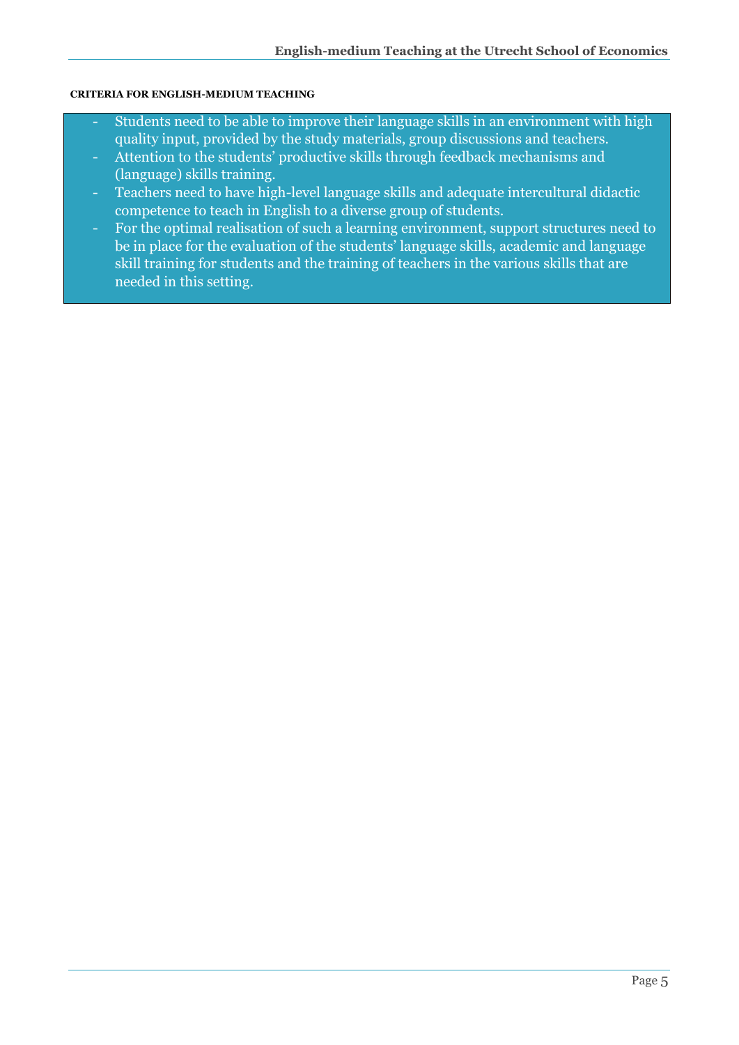#### CRITERIA FOR ENGLISH-MEDIUM TEACHING

- Students need to be able to improve their language skills in an environment with high quality input, provided by the study materials, group discussions and teachers.
- Attention to the students' productive skills through feedback mechanisms and (language) skills training.
- Teachers need to have high-level language skills and adequate intercultural didactic competence to teach in English to a diverse group of students.
- For the optimal realisation of such a learning environment, support structures need to be in place for the evaluation of the students' language skills, academic and language skill training for students and the training of teachers in the various skills that are needed in this setting.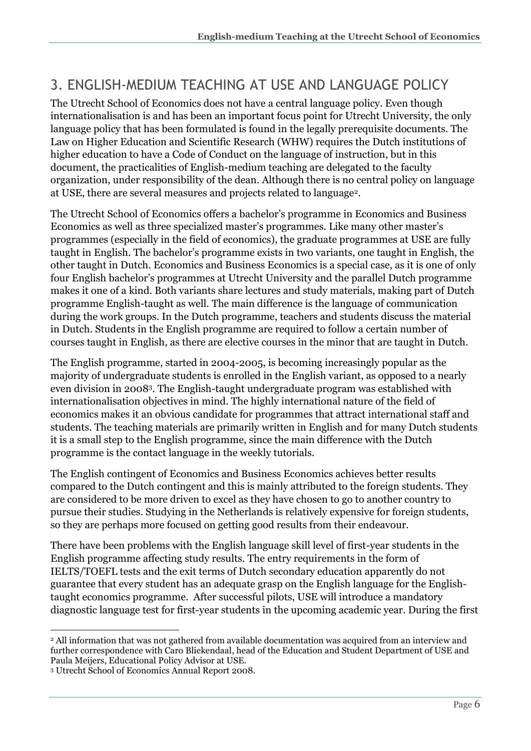## 3. ENGLISH-MEDIUM TEACHING AT USE AND LANGUAGE POLICY

The Utrecht School of Economics does not have a central language policy. Even though internationalisation is and has been an important focus point for Utrecht University, the only language policy that has been formulated is found in the legally prerequisite documents. The Law on Higher Education and Scientific Research (WHW) requires the Dutch institutions of higher education to have a Code of Conduct on the language of instruction, but in this document, the practicalities of English-medium teaching are delegated to the faculty organization, under responsibility of the dean. Although there is no central policy on language at USE, there are several measures and projects related to language[2].

The Utrecht School of Economics offers a bachelor's programme in Economics and Business Economics as well as three specialized master's programmes. Like many other master's programmes (especially in the field of economics), the graduate programmes at USE are fully taught in English. The bachelor's programme exists in two variants, one taught in English, the other taught in Dutch. Economics and Business Economics is a special case, as it is one of only four English bachelor's programmes at Utrecht University and the parallel Dutch programme makes it one of a kind. Both variants share lectures and study materials, making part of Dutch programme English-taught as well. The main difference is the language of communication during the work groups. In the Dutch programme, teachers and students discuss the material in Dutch. Students in the English programme are required to follow a certain number of courses taught in English, as there are elective courses in the minor that are taught in Dutch.

The English programme, started in 2004-2005, is becoming increasingly popular as the majority of undergraduate students is enrolled in the English variant, as opposed to a nearly even division in 2008[3]. The English-taught undergraduate program was established with internationalisation objectives in mind. The highly international nature of the field of economics makes it an obvious candidate for programmes that attract international staff and students. The teaching materials are primarily written in English and for many Dutch students it is a small step to the English programme, since the main difference with the Dutch programme is the contact language in the weekly tutorials.

The English contingent of Economics and Business Economics achieves better results compared to the Dutch contingent and this is mainly attributed to the foreign students. They are considered to be more driven to excel as they have chosen to go to another country to pursue their studies. Studying in the Netherlands is relatively expensive for foreign students, so they are perhaps more focused on getting good results from their endeavour.

There have been problems with the English language skill level of first-year students in the English programme affecting study results. The entry requirements in the form of IELTS/TOEFL tests and the exit terms of Dutch secondary education apparently do not guarantee that every student has an adequate grasp on the English language for the English-taught economics programme. After successful pilots, USE will introduce a mandatory diagnostic language test for first-year students in the upcoming academic year. During the first

---

[2] All information that was not gathered from available documentation was acquired from an interview and further correspondence with Caro Bliekendaal, head of the Education and Student Department of USE and Paula Meijers, Educational Policy Advisor at USE.

[3] Utrecht School of Economics Annual Report 2008.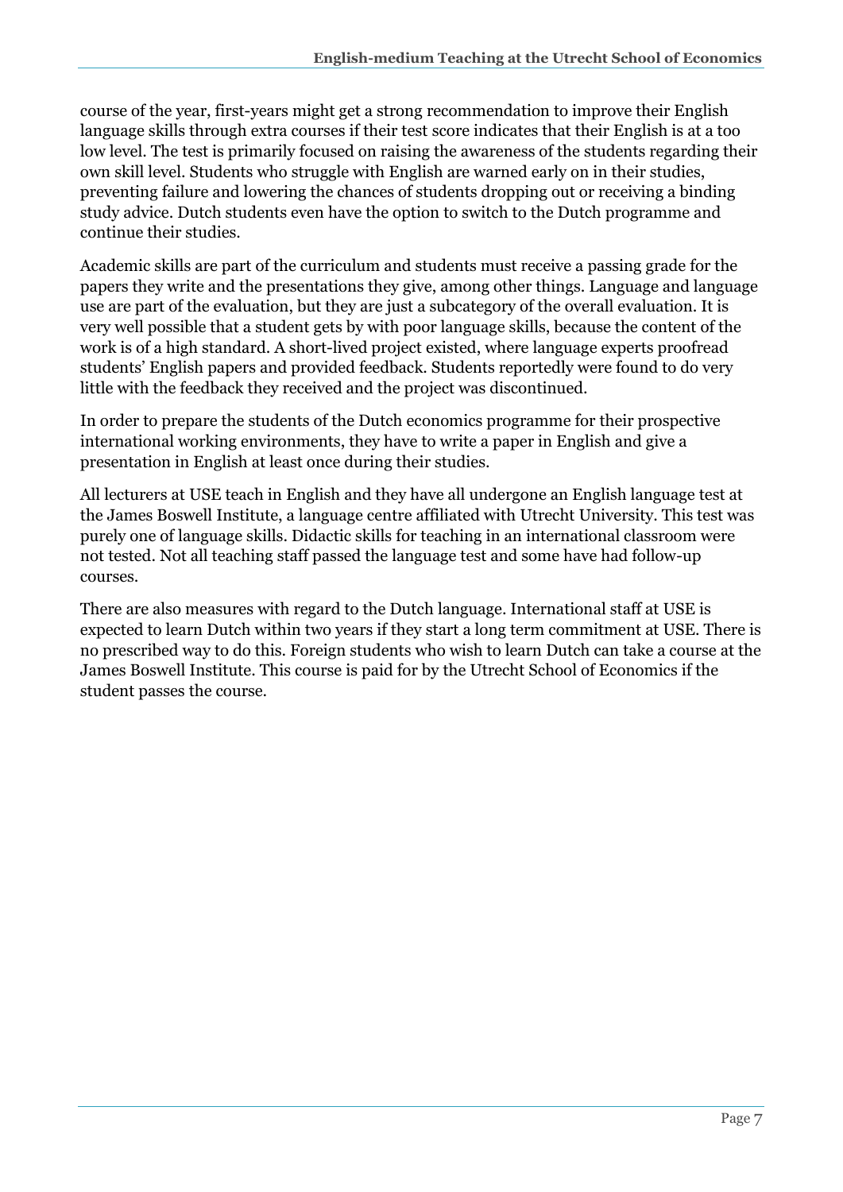course of the year, first-years might get a strong recommendation to improve their English language skills through extra courses if their test score indicates that their English is at a too low level. The test is primarily focused on raising the awareness of the students regarding their own skill level. Students who struggle with English are warned early on in their studies, preventing failure and lowering the chances of students dropping out or receiving a binding study advice. Dutch students even have the option to switch to the Dutch programme and continue their studies.

Academic skills are part of the curriculum and students must receive a passing grade for the papers they write and the presentations they give, among other things. Language and language use are part of the evaluation, but they are just a subcategory of the overall evaluation. It is very well possible that a student gets by with poor language skills, because the content of the work is of a high standard. A short-lived project existed, where language experts proofread students' English papers and provided feedback. Students reportedly were found to do very little with the feedback they received and the project was discontinued.

In order to prepare the students of the Dutch economics programme for their prospective international working environments, they have to write a paper in English and give a presentation in English at least once during their studies.

All lecturers at USE teach in English and they have all undergone an English language test at the James Boswell Institute, a language centre affiliated with Utrecht University. This test was purely one of language skills. Didactic skills for teaching in an international classroom were not tested. Not all teaching staff passed the language test and some have had follow-up courses.

There are also measures with regard to the Dutch language. International staff at USE is expected to learn Dutch within two years if they start a long term commitment at USE. There is no prescribed way to do this. Foreign students who wish to learn Dutch can take a course at the James Boswell Institute. This course is paid for by the Utrecht School of Economics if the student passes the course.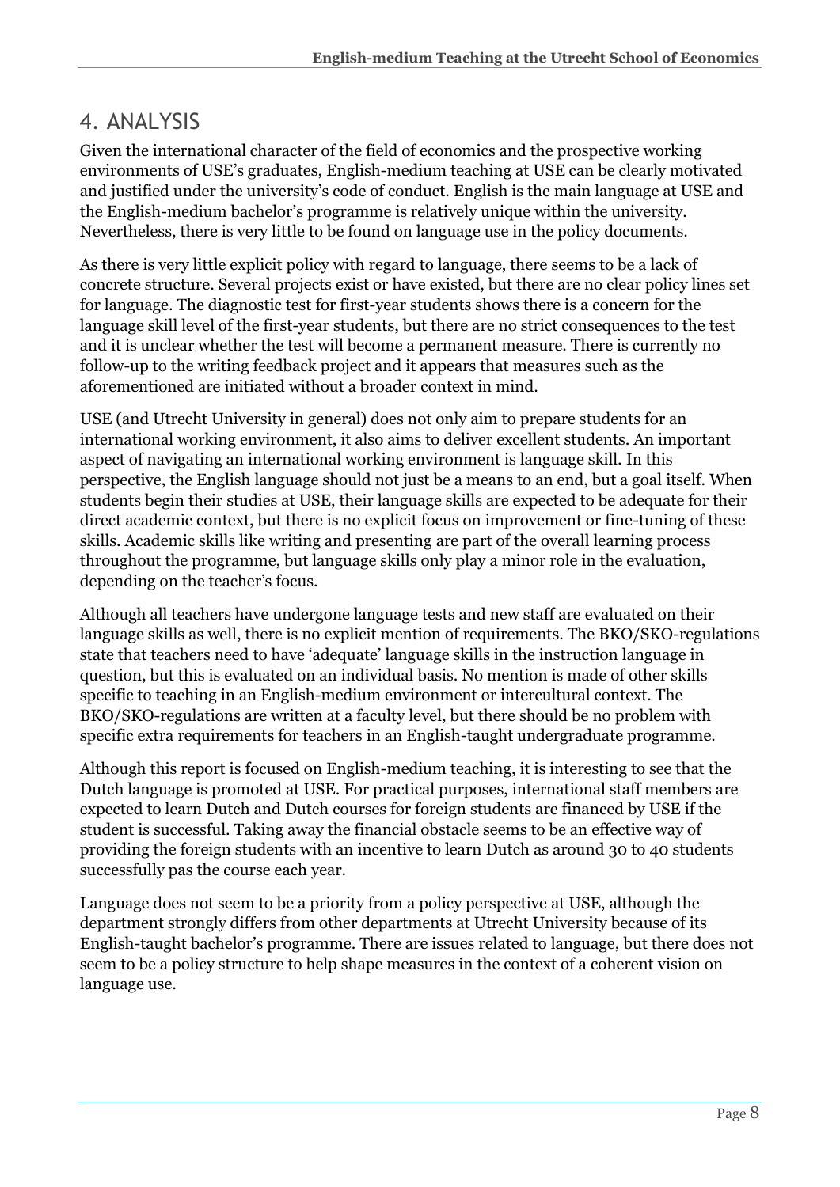## 4. ANALYSIS

Given the international character of the field of economics and the prospective working environments of USE's graduates, English-medium teaching at USE can be clearly motivated and justified under the university's code of conduct. English is the main language at USE and the English-medium bachelor's programme is relatively unique within the university. Nevertheless, there is very little to be found on language use in the policy documents.

As there is very little explicit policy with regard to language, there seems to be a lack of concrete structure. Several projects exist or have existed, but there are no clear policy lines set for language. The diagnostic test for first-year students shows there is a concern for the language skill level of the first-year students, but there are no strict consequences to the test and it is unclear whether the test will become a permanent measure. There is currently no follow-up to the writing feedback project and it appears that measures such as the aforementioned are initiated without a broader context in mind.

USE (and Utrecht University in general) does not only aim to prepare students for an international working environment, it also aims to deliver excellent students. An important aspect of navigating an international working environment is language skill. In this perspective, the English language should not just be a means to an end, but a goal itself. When students begin their studies at USE, their language skills are expected to be adequate for their direct academic context, but there is no explicit focus on improvement or fine-tuning of these skills. Academic skills like writing and presenting are part of the overall learning process throughout the programme, but language skills only play a minor role in the evaluation, depending on the teacher's focus.

Although all teachers have undergone language tests and new staff are evaluated on their language skills as well, there is no explicit mention of requirements. The BKO/SKO-regulations state that teachers need to have 'adequate' language skills in the instruction language in question, but this is evaluated on an individual basis. No mention is made of other skills specific to teaching in an English-medium environment or intercultural context. The BKO/SKO-regulations are written at a faculty level, but there should be no problem with specific extra requirements for teachers in an English-taught undergraduate programme.

Although this report is focused on English-medium teaching, it is interesting to see that the Dutch language is promoted at USE. For practical purposes, international staff members are expected to learn Dutch and Dutch courses for foreign students are financed by USE if the student is successful. Taking away the financial obstacle seems to be an effective way of providing the foreign students with an incentive to learn Dutch as around 30 to 40 students successfully pas the course each year.

Language does not seem to be a priority from a policy perspective at USE, although the department strongly differs from other departments at Utrecht University because of its English-taught bachelor's programme. There are issues related to language, but there does not seem to be a policy structure to help shape measures in the context of a coherent vision on language use.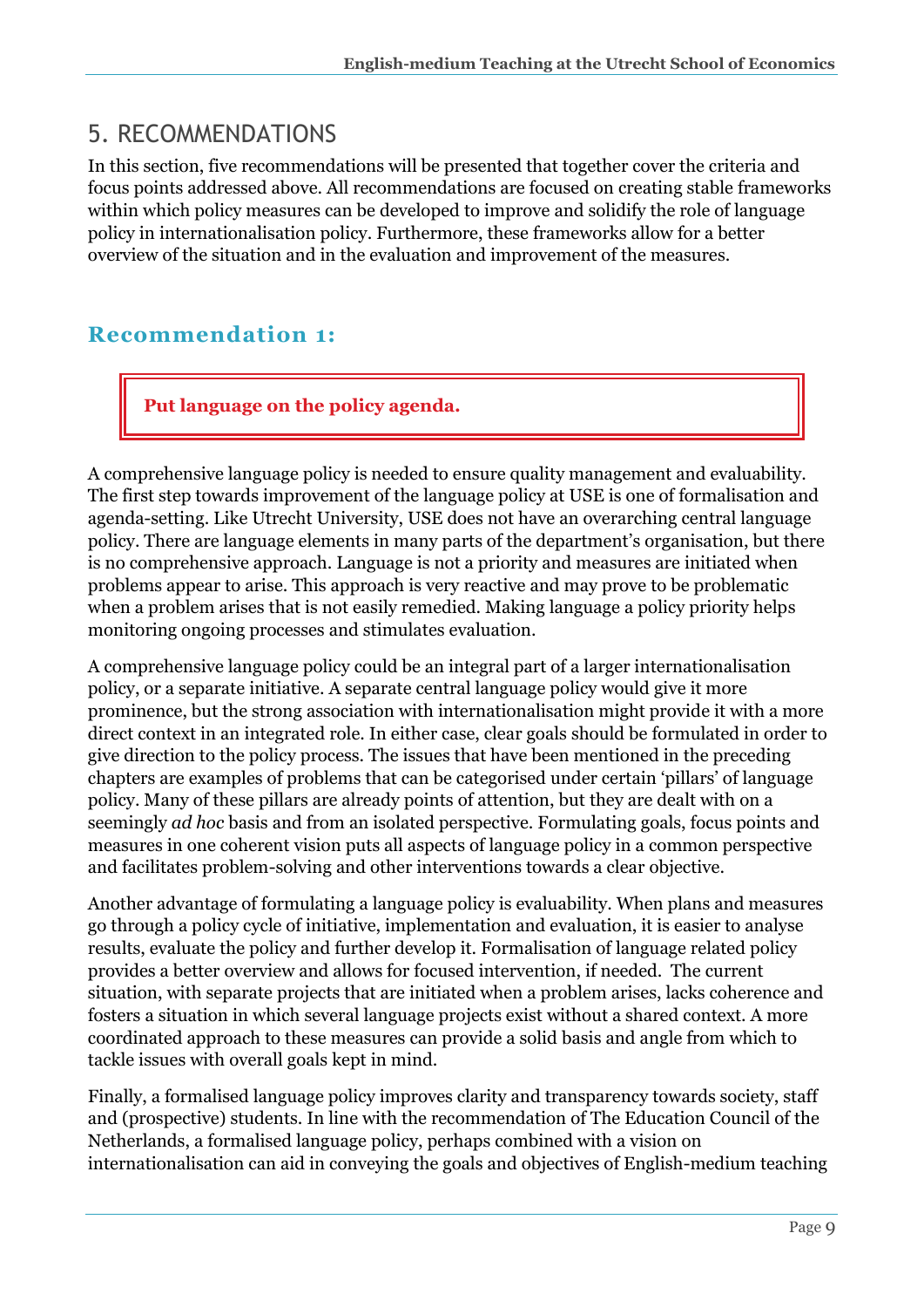## 5. RECOMMENDATIONS

In this section, five recommendations will be presented that together cover the criteria and focus points addressed above. All recommendations are focused on creating stable frameworks within which policy measures can be developed to improve and solidify the role of language policy in internationalisation policy. Furthermore, these frameworks allow for a better overview of the situation and in the evaluation and improvement of the measures.

### Recommendation 1:

**Put language on the policy agenda.**

A comprehensive language policy is needed to ensure quality management and evaluability. The first step towards improvement of the language policy at USE is one of formalisation and agenda-setting. Like Utrecht University, USE does not have an overarching central language policy. There are language elements in many parts of the department's organisation, but there is no comprehensive approach. Language is not a priority and measures are initiated when problems appear to arise. This approach is very reactive and may prove to be problematic when a problem arises that is not easily remedied. Making language a policy priority helps monitoring ongoing processes and stimulates evaluation.

A comprehensive language policy could be an integral part of a larger internationalisation policy, or a separate initiative. A separate central language policy would give it more prominence, but the strong association with internationalisation might provide it with a more direct context in an integrated role. In either case, clear goals should be formulated in order to give direction to the policy process. The issues that have been mentioned in the preceding chapters are examples of problems that can be categorised under certain 'pillars' of language policy. Many of these pillars are already points of attention, but they are dealt with on a seemingly *ad hoc* basis and from an isolated perspective. Formulating goals, focus points and measures in one coherent vision puts all aspects of language policy in a common perspective and facilitates problem-solving and other interventions towards a clear objective.

Another advantage of formulating a language policy is evaluability. When plans and measures go through a policy cycle of initiative, implementation and evaluation, it is easier to analyse results, evaluate the policy and further develop it. Formalisation of language related policy provides a better overview and allows for focused intervention, if needed. The current situation, with separate projects that are initiated when a problem arises, lacks coherence and fosters a situation in which several language projects exist without a shared context. A more coordinated approach to these measures can provide a solid basis and angle from which to tackle issues with overall goals kept in mind.

Finally, a formalised language policy improves clarity and transparency towards society, staff and (prospective) students. In line with the recommendation of The Education Council of the Netherlands, a formalised language policy, perhaps combined with a vision on internationalisation can aid in conveying the goals and objectives of English-medium teaching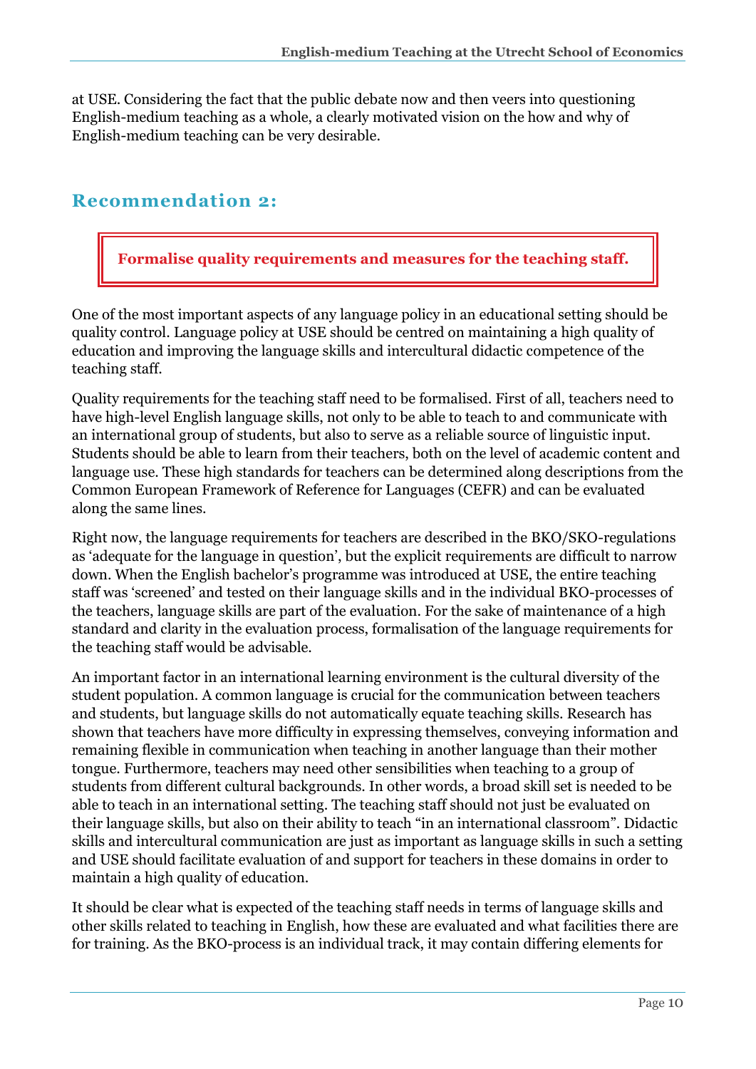at USE. Considering the fact that the public debate now and then veers into questioning English-medium teaching as a whole, a clearly motivated vision on the how and why of English-medium teaching can be very desirable.

## Recommendation 2:

**Formalise quality requirements and measures for the teaching staff.**

One of the most important aspects of any language policy in an educational setting should be quality control. Language policy at USE should be centred on maintaining a high quality of education and improving the language skills and intercultural didactic competence of the teaching staff.

Quality requirements for the teaching staff need to be formalised. First of all, teachers need to have high-level English language skills, not only to be able to teach to and communicate with an international group of students, but also to serve as a reliable source of linguistic input. Students should be able to learn from their teachers, both on the level of academic content and language use. These high standards for teachers can be determined along descriptions from the Common European Framework of Reference for Languages (CEFR) and can be evaluated along the same lines.

Right now, the language requirements for teachers are described in the BKO/SKO-regulations as 'adequate for the language in question', but the explicit requirements are difficult to narrow down. When the English bachelor's programme was introduced at USE, the entire teaching staff was 'screened' and tested on their language skills and in the individual BKO-processes of the teachers, language skills are part of the evaluation. For the sake of maintenance of a high standard and clarity in the evaluation process, formalisation of the language requirements for the teaching staff would be advisable.

An important factor in an international learning environment is the cultural diversity of the student population. A common language is crucial for the communication between teachers and students, but language skills do not automatically equate teaching skills. Research has shown that teachers have more difficulty in expressing themselves, conveying information and remaining flexible in communication when teaching in another language than their mother tongue. Furthermore, teachers may need other sensibilities when teaching to a group of students from different cultural backgrounds. In other words, a broad skill set is needed to be able to teach in an international setting. The teaching staff should not just be evaluated on their language skills, but also on their ability to teach "in an international classroom". Didactic skills and intercultural communication are just as important as language skills in such a setting and USE should facilitate evaluation of and support for teachers in these domains in order to maintain a high quality of education.

It should be clear what is expected of the teaching staff needs in terms of language skills and other skills related to teaching in English, how these are evaluated and what facilities there are for training. As the BKO-process is an individual track, it may contain differing elements for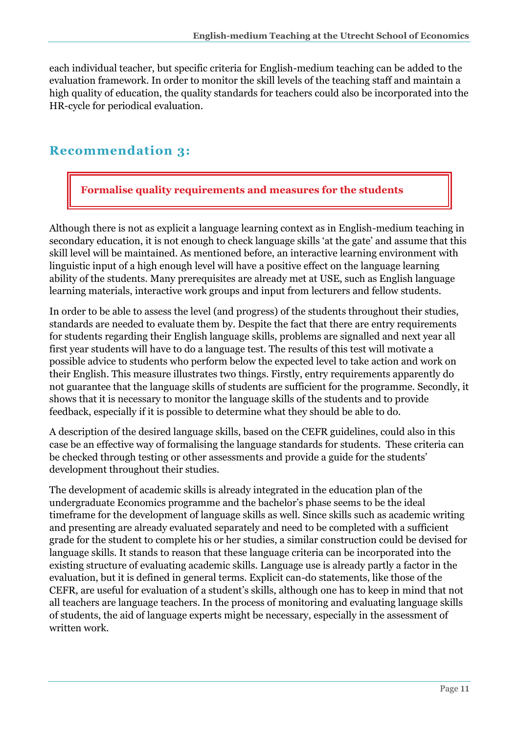each individual teacher, but specific criteria for English-medium teaching can be added to the evaluation framework. In order to monitor the skill levels of the teaching staff and maintain a high quality of education, the quality standards for teachers could also be incorporated into the HR-cycle for periodical evaluation.

## Recommendation 3:

**Formalise quality requirements and measures for the students**

Although there is not as explicit a language learning context as in English-medium teaching in secondary education, it is not enough to check language skills 'at the gate' and assume that this skill level will be maintained. As mentioned before, an interactive learning environment with linguistic input of a high enough level will have a positive effect on the language learning ability of the students. Many prerequisites are already met at USE, such as English language learning materials, interactive work groups and input from lecturers and fellow students.

In order to be able to assess the level (and progress) of the students throughout their studies, standards are needed to evaluate them by. Despite the fact that there are entry requirements for students regarding their English language skills, problems are signalled and next year all first year students will have to do a language test. The results of this test will motivate a possible advice to students who perform below the expected level to take action and work on their English. This measure illustrates two things. Firstly, entry requirements apparently do not guarantee that the language skills of students are sufficient for the programme. Secondly, it shows that it is necessary to monitor the language skills of the students and to provide feedback, especially if it is possible to determine what they should be able to do.

A description of the desired language skills, based on the CEFR guidelines, could also in this case be an effective way of formalising the language standards for students. These criteria can be checked through testing or other assessments and provide a guide for the students' development throughout their studies.

The development of academic skills is already integrated in the education plan of the undergraduate Economics programme and the bachelor's phase seems to be the ideal timeframe for the development of language skills as well. Since skills such as academic writing and presenting are already evaluated separately and need to be completed with a sufficient grade for the student to complete his or her studies, a similar construction could be devised for language skills. It stands to reason that these language criteria can be incorporated into the existing structure of evaluating academic skills. Language use is already partly a factor in the evaluation, but it is defined in general terms. Explicit can-do statements, like those of the CEFR, are useful for evaluation of a student's skills, although one has to keep in mind that not all teachers are language teachers. In the process of monitoring and evaluating language skills of students, the aid of language experts might be necessary, especially in the assessment of written work.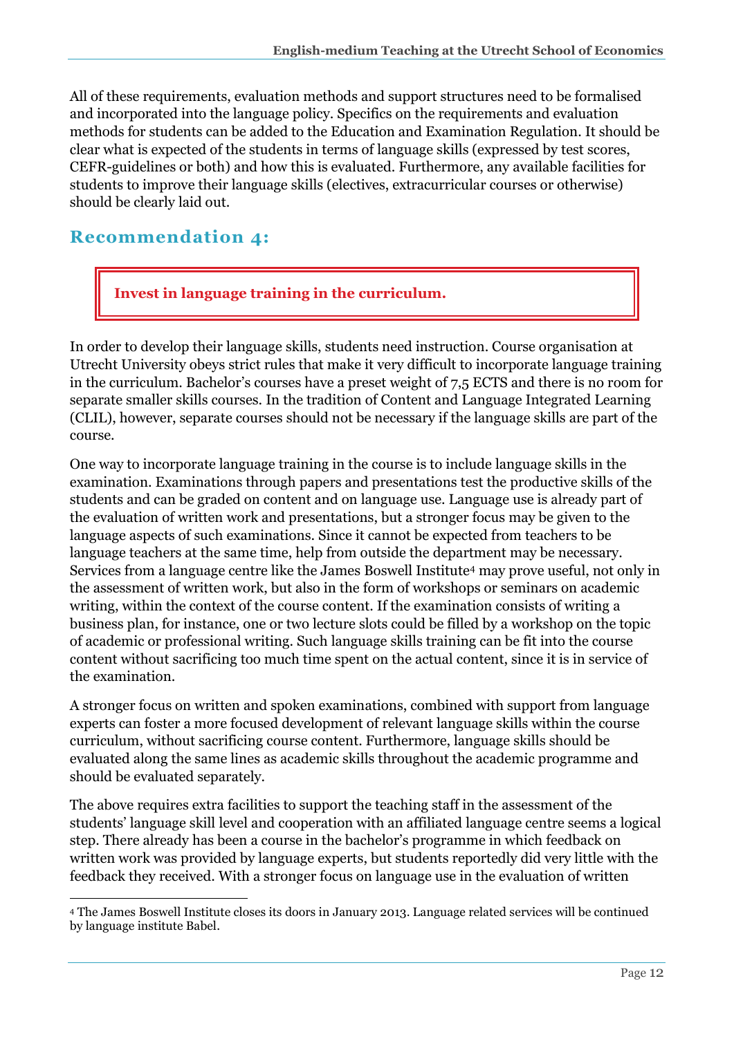All of these requirements, evaluation methods and support structures need to be formalised and incorporated into the language policy. Specifics on the requirements and evaluation methods for students can be added to the Education and Examination Regulation. It should be clear what is expected of the students in terms of language skills (expressed by test scores, CEFR-guidelines or both) and how this is evaluated. Furthermore, any available facilities for students to improve their language skills (electives, extracurricular courses or otherwise) should be clearly laid out.

## Recommendation 4:

**Invest in language training in the curriculum.**

In order to develop their language skills, students need instruction. Course organisation at Utrecht University obeys strict rules that make it very difficult to incorporate language training in the curriculum. Bachelor's courses have a preset weight of 7,5 ECTS and there is no room for separate smaller skills courses. In the tradition of Content and Language Integrated Learning (CLIL), however, separate courses should not be necessary if the language skills are part of the course.

One way to incorporate language training in the course is to include language skills in the examination. Examinations through papers and presentations test the productive skills of the students and can be graded on content and on language use. Language use is already part of the evaluation of written work and presentations, but a stronger focus may be given to the language aspects of such examinations. Since it cannot be expected from teachers to be language teachers at the same time, help from outside the department may be necessary. Services from a language centre like the James Boswell Institute[4] may prove useful, not only in the assessment of written work, but also in the form of workshops or seminars on academic writing, within the context of the course content. If the examination consists of writing a business plan, for instance, one or two lecture slots could be filled by a workshop on the topic of academic or professional writing. Such language skills training can be fit into the course content without sacrificing too much time spent on the actual content, since it is in service of the examination.

A stronger focus on written and spoken examinations, combined with support from language experts can foster a more focused development of relevant language skills within the course curriculum, without sacrificing course content. Furthermore, language skills should be evaluated along the same lines as academic skills throughout the academic programme and should be evaluated separately.

The above requires extra facilities to support the teaching staff in the assessment of the students' language skill level and cooperation with an affiliated language centre seems a logical step. There already has been a course in the bachelor's programme in which feedback on written work was provided by language experts, but students reportedly did very little with the feedback they received. With a stronger focus on language use in the evaluation of written

[4] The James Boswell Institute closes its doors in January 2013. Language related services will be continued by language institute Babel.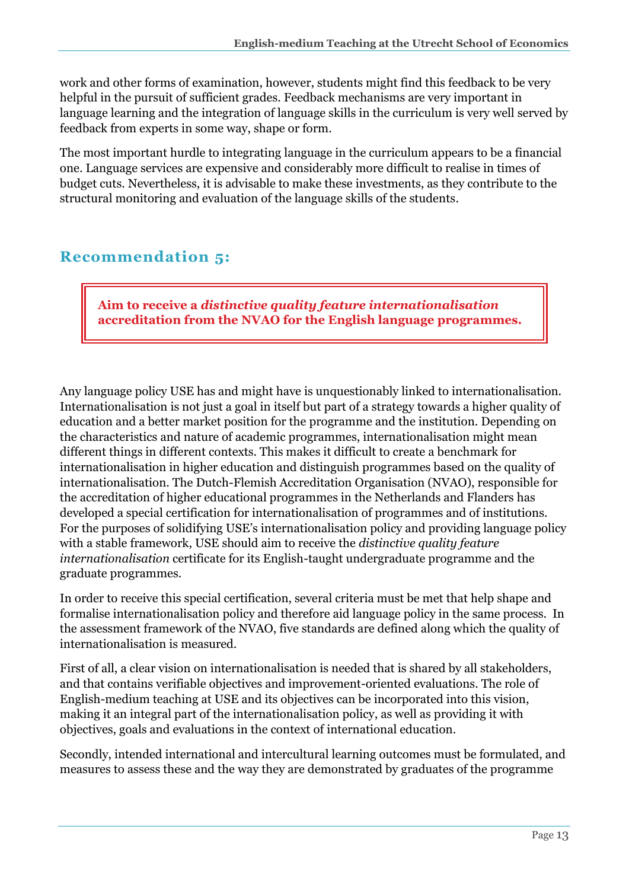work and other forms of examination, however, students might find this feedback to be very helpful in the pursuit of sufficient grades. Feedback mechanisms are very important in language learning and the integration of language skills in the curriculum is very well served by feedback from experts in some way, shape or form.

The most important hurdle to integrating language in the curriculum appears to be a financial one. Language services are expensive and considerably more difficult to realise in times of budget cuts. Nevertheless, it is advisable to make these investments, as they contribute to the structural monitoring and evaluation of the language skills of the students.

## Recommendation 5:

> **Aim to receive a *distinctive quality feature internationalisation* accreditation from the NVAO for the English language programmes.**

Any language policy USE has and might have is unquestionably linked to internationalisation. Internationalisation is not just a goal in itself but part of a strategy towards a higher quality of education and a better market position for the programme and the institution. Depending on the characteristics and nature of academic programmes, internationalisation might mean different things in different contexts. This makes it difficult to create a benchmark for internationalisation in higher education and distinguish programmes based on the quality of internationalisation. The Dutch-Flemish Accreditation Organisation (NVAO), responsible for the accreditation of higher educational programmes in the Netherlands and Flanders has developed a special certification for internationalisation of programmes and of institutions. For the purposes of solidifying USE's internationalisation policy and providing language policy with a stable framework, USE should aim to receive the *distinctive quality feature internationalisation* certificate for its English-taught undergraduate programme and the graduate programmes.

In order to receive this special certification, several criteria must be met that help shape and formalise internationalisation policy and therefore aid language policy in the same process. In the assessment framework of the NVAO, five standards are defined along which the quality of internationalisation is measured.

First of all, a clear vision on internationalisation is needed that is shared by all stakeholders, and that contains verifiable objectives and improvement-oriented evaluations. The role of English-medium teaching at USE and its objectives can be incorporated into this vision, making it an integral part of the internationalisation policy, as well as providing it with objectives, goals and evaluations in the context of international education.

Secondly, intended international and intercultural learning outcomes must be formulated, and measures to assess these and the way they are demonstrated by graduates of the programme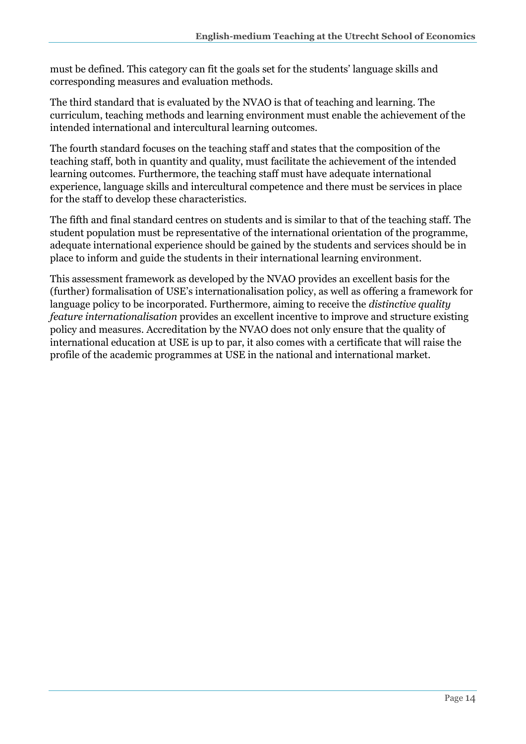must be defined. This category can fit the goals set for the students' language skills and corresponding measures and evaluation methods.

The third standard that is evaluated by the NVAO is that of teaching and learning. The curriculum, teaching methods and learning environment must enable the achievement of the intended international and intercultural learning outcomes.

The fourth standard focuses on the teaching staff and states that the composition of the teaching staff, both in quantity and quality, must facilitate the achievement of the intended learning outcomes. Furthermore, the teaching staff must have adequate international experience, language skills and intercultural competence and there must be services in place for the staff to develop these characteristics.

The fifth and final standard centres on students and is similar to that of the teaching staff. The student population must be representative of the international orientation of the programme, adequate international experience should be gained by the students and services should be in place to inform and guide the students in their international learning environment.

This assessment framework as developed by the NVAO provides an excellent basis for the (further) formalisation of USE's internationalisation policy, as well as offering a framework for language policy to be incorporated. Furthermore, aiming to receive the *distinctive quality feature internationalisation* provides an excellent incentive to improve and structure existing policy and measures. Accreditation by the NVAO does not only ensure that the quality of international education at USE is up to par, it also comes with a certificate that will raise the profile of the academic programmes at USE in the national and international market.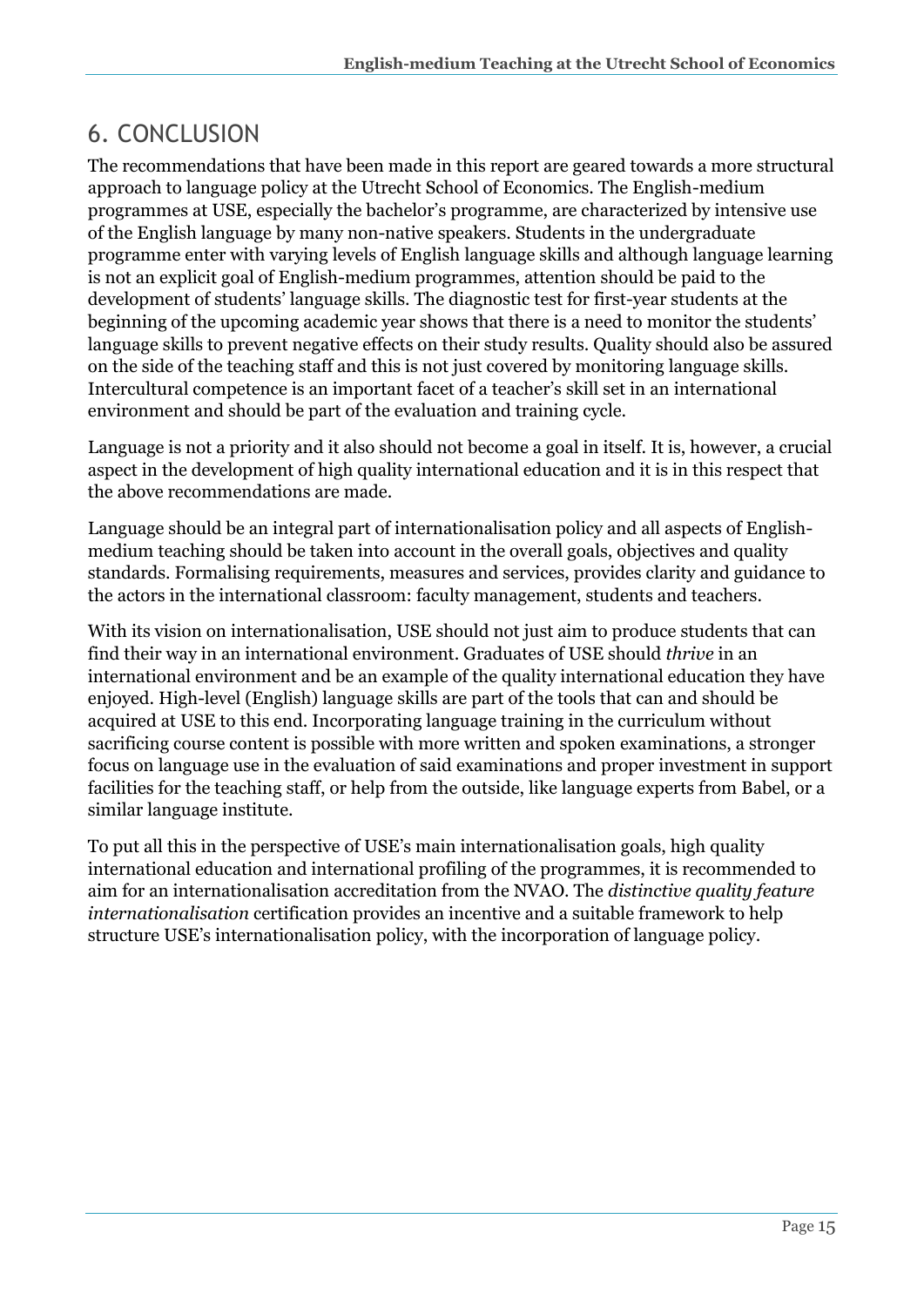## 6. CONCLUSION

The recommendations that have been made in this report are geared towards a more structural approach to language policy at the Utrecht School of Economics. The English-medium programmes at USE, especially the bachelor's programme, are characterized by intensive use of the English language by many non-native speakers. Students in the undergraduate programme enter with varying levels of English language skills and although language learning is not an explicit goal of English-medium programmes, attention should be paid to the development of students' language skills. The diagnostic test for first-year students at the beginning of the upcoming academic year shows that there is a need to monitor the students' language skills to prevent negative effects on their study results. Quality should also be assured on the side of the teaching staff and this is not just covered by monitoring language skills. Intercultural competence is an important facet of a teacher's skill set in an international environment and should be part of the evaluation and training cycle.

Language is not a priority and it also should not become a goal in itself. It is, however, a crucial aspect in the development of high quality international education and it is in this respect that the above recommendations are made.

Language should be an integral part of internationalisation policy and all aspects of English-medium teaching should be taken into account in the overall goals, objectives and quality standards. Formalising requirements, measures and services, provides clarity and guidance to the actors in the international classroom: faculty management, students and teachers.

With its vision on internationalisation, USE should not just aim to produce students that can find their way in an international environment. Graduates of USE should *thrive* in an international environment and be an example of the quality international education they have enjoyed. High-level (English) language skills are part of the tools that can and should be acquired at USE to this end. Incorporating language training in the curriculum without sacrificing course content is possible with more written and spoken examinations, a stronger focus on language use in the evaluation of said examinations and proper investment in support facilities for the teaching staff, or help from the outside, like language experts from Babel, or a similar language institute.

To put all this in the perspective of USE's main internationalisation goals, high quality international education and international profiling of the programmes, it is recommended to aim for an internationalisation accreditation from the NVAO. The *distinctive quality feature internationalisation* certification provides an incentive and a suitable framework to help structure USE's internationalisation policy, with the incorporation of language policy.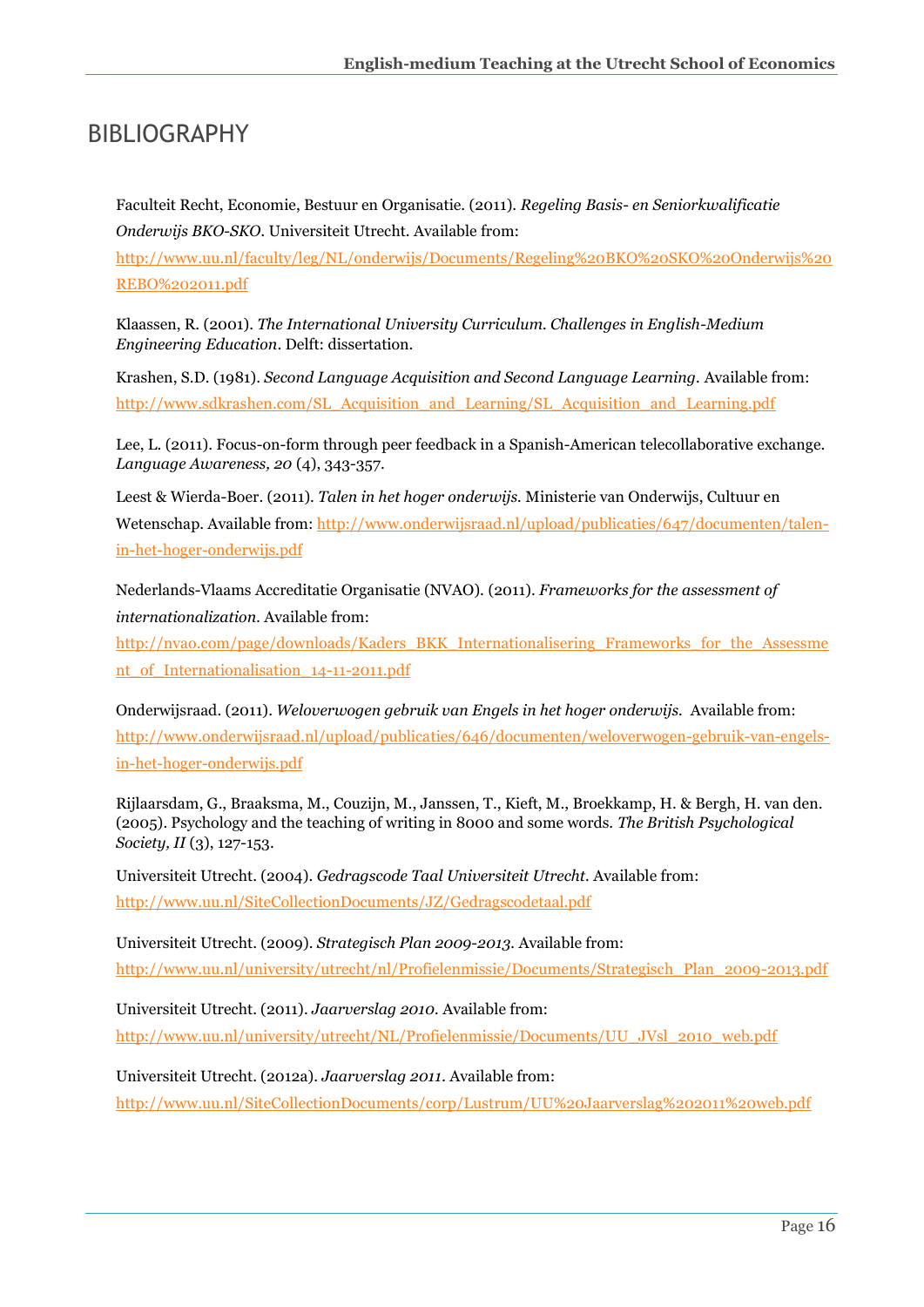# BIBLIOGRAPHY

Faculteit Recht, Economie, Bestuur en Organisatie. (2011). *Regeling Basis- en Seniorkwalificatie Onderwijs BKO-SKO*. Universiteit Utrecht. Available from: http://www.uu.nl/faculty/leg/NL/onderwijs/Documents/Regeling%20BKO%20SKO%20Onderwijs%20REBO%202011.pdf

Klaassen, R. (2001). *The International University Curriculum. Challenges in English-Medium Engineering Education*. Delft: dissertation.

Krashen, S.D. (1981). *Second Language Acquisition and Second Language Learning*. Available from: http://www.sdkrashen.com/SL_Acquisition_and_Learning/SL_Acquisition_and_Learning.pdf

Lee, L. (2011). Focus-on-form through peer feedback in a Spanish-American telecollaborative exchange. *Language Awareness, 20* (4), 343-357.

Leest & Wierda-Boer. (2011). *Talen in het hoger onderwijs.* Ministerie van Onderwijs, Cultuur en Wetenschap. Available from: http://www.onderwijsraad.nl/upload/publicaties/647/documenten/talen-in-het-hoger-onderwijs.pdf

Nederlands-Vlaams Accreditatie Organisatie (NVAO). (2011). *Frameworks for the assessment of internationalization.* Available from: http://nvao.com/page/downloads/Kaders_BKK_Internationalisering_Frameworks_for_the_Assessment_of_Internationalisation_14-11-2011.pdf

Onderwijsraad. (2011). *Weloverwogen gebruik van Engels in het hoger onderwijs.* Available from: http://www.onderwijsraad.nl/upload/publicaties/646/documenten/weloverwogen-gebruik-van-engels-in-het-hoger-onderwijs.pdf

Rijlaarsdam, G., Braaksma, M., Couzijn, M., Janssen, T., Kieft, M., Broekkamp, H. & Bergh, H. van den. (2005). Psychology and the teaching of writing in 8000 and some words. *The British Psychological Society, II* (3), 127-153.

Universiteit Utrecht. (2004). *Gedragscode Taal Universiteit Utrecht*. Available from: http://www.uu.nl/SiteCollectionDocuments/JZ/Gedragscodetaal.pdf

Universiteit Utrecht. (2009). *Strategisch Plan 2009-2013.* Available from: http://www.uu.nl/university/utrecht/nl/Profielenmissie/Documents/Strategisch_Plan_2009-2013.pdf

Universiteit Utrecht. (2011). *Jaarverslag 2010*. Available from: http://www.uu.nl/university/utrecht/NL/Profielenmissie/Documents/UU_JVsl_2010_web.pdf

Universiteit Utrecht. (2012a). *Jaarverslag 2011*. Available from: http://www.uu.nl/SiteCollectionDocuments/corp/Lustrum/UU%20Jaarverslag%202011%20web.pdf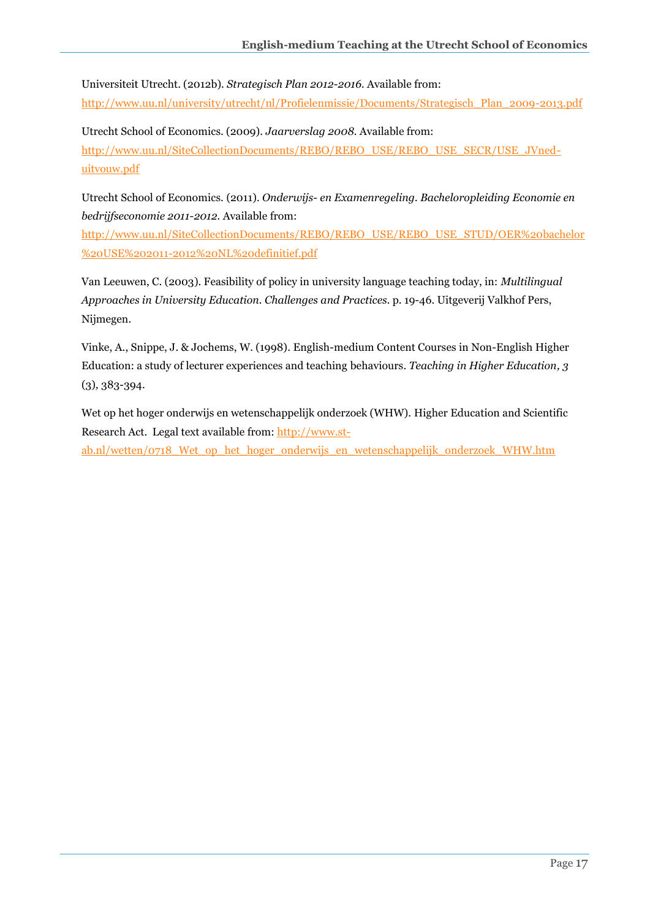Universiteit Utrecht. (2012b). *Strategisch Plan 2012-2016*. Available from: http://www.uu.nl/university/utrecht/nl/Profielenmissie/Documents/Strategisch_Plan_2009-2013.pdf

Utrecht School of Economics. (2009). *Jaarverslag 2008*. Available from: http://www.uu.nl/SiteCollectionDocuments/REBO/REBO_USE/REBO_USE_SECR/USE_JVned-uitvouw.pdf

Utrecht School of Economics. (2011). *Onderwijs- en Examenregeling. Bacheloropleiding Economie en bedrijfseconomie 2011-2012*. Available from: http://www.uu.nl/SiteCollectionDocuments/REBO/REBO_USE/REBO_USE_STUD/OER%20bachelor%20USE%202011-2012%20NL%20definitief.pdf

Van Leeuwen, C. (2003). Feasibility of policy in university language teaching today, in: *Multilingual Approaches in University Education. Challenges and Practices*. p. 19-46. Uitgeverij Valkhof Pers, Nijmegen.

Vinke, A., Snippe, J. & Jochems, W. (1998). English-medium Content Courses in Non-English Higher Education: a study of lecturer experiences and teaching behaviours. *Teaching in Higher Education, 3* (3), 383-394.

Wet op het hoger onderwijs en wetenschappelijk onderzoek (WHW). Higher Education and Scientific Research Act. Legal text available from: http://www.st-ab.nl/wetten/0718_Wet_op_het_hoger_onderwijs_en_wetenschappelijk_onderzoek_WHW.htm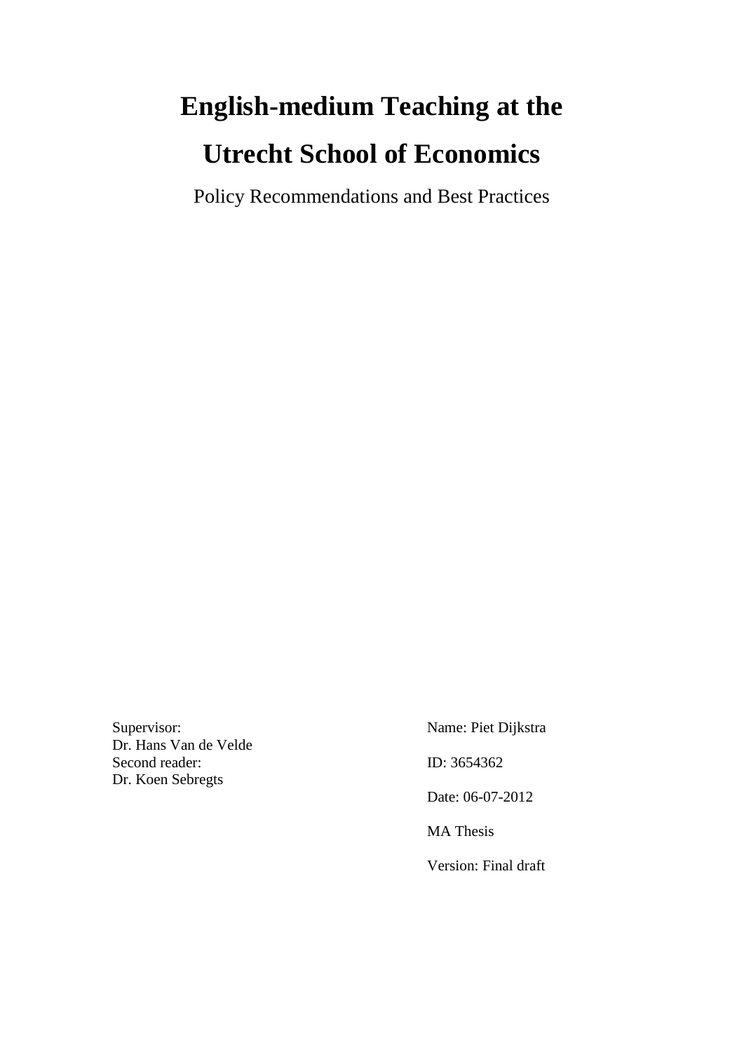# English-medium Teaching at the Utrecht School of Economics

Policy Recommendations and Best Practices

Supervisor:
Dr. Hans Van de Velde
Second reader:
Dr. Koen Sebregts

Name: Piet Dijkstra

ID: 3654362

Date: 06-07-2012

MA Thesis

Version: Final draft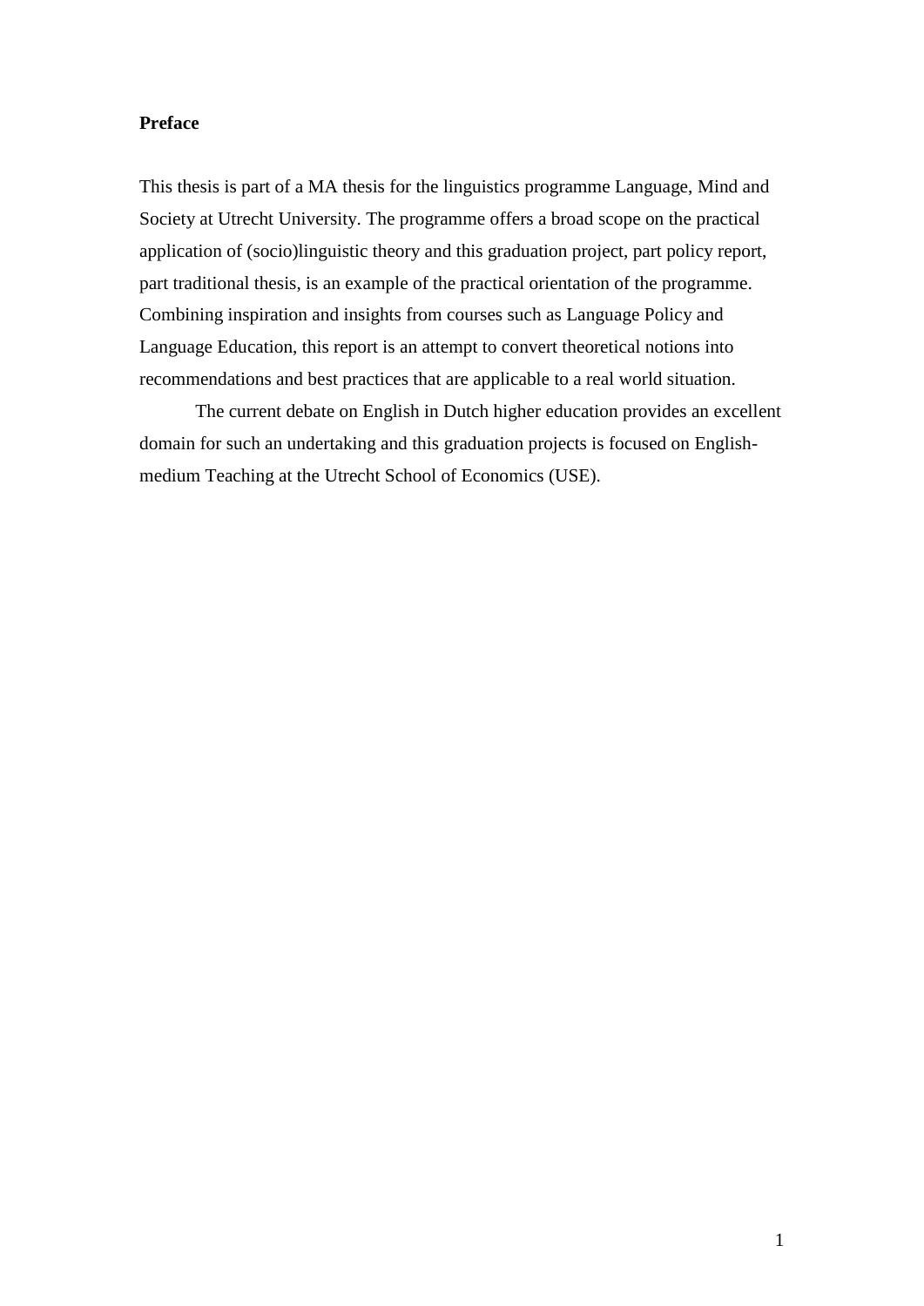**Preface**

This thesis is part of a MA thesis for the linguistics programme Language, Mind and Society at Utrecht University. The programme offers a broad scope on the practical application of (socio)linguistic theory and this graduation project, part policy report, part traditional thesis, is an example of the practical orientation of the programme. Combining inspiration and insights from courses such as Language Policy and Language Education, this report is an attempt to convert theoretical notions into recommendations and best practices that are applicable to a real world situation.

The current debate on English in Dutch higher education provides an excellent domain for such an undertaking and this graduation projects is focused on English-medium Teaching at the Utrecht School of Economics (USE).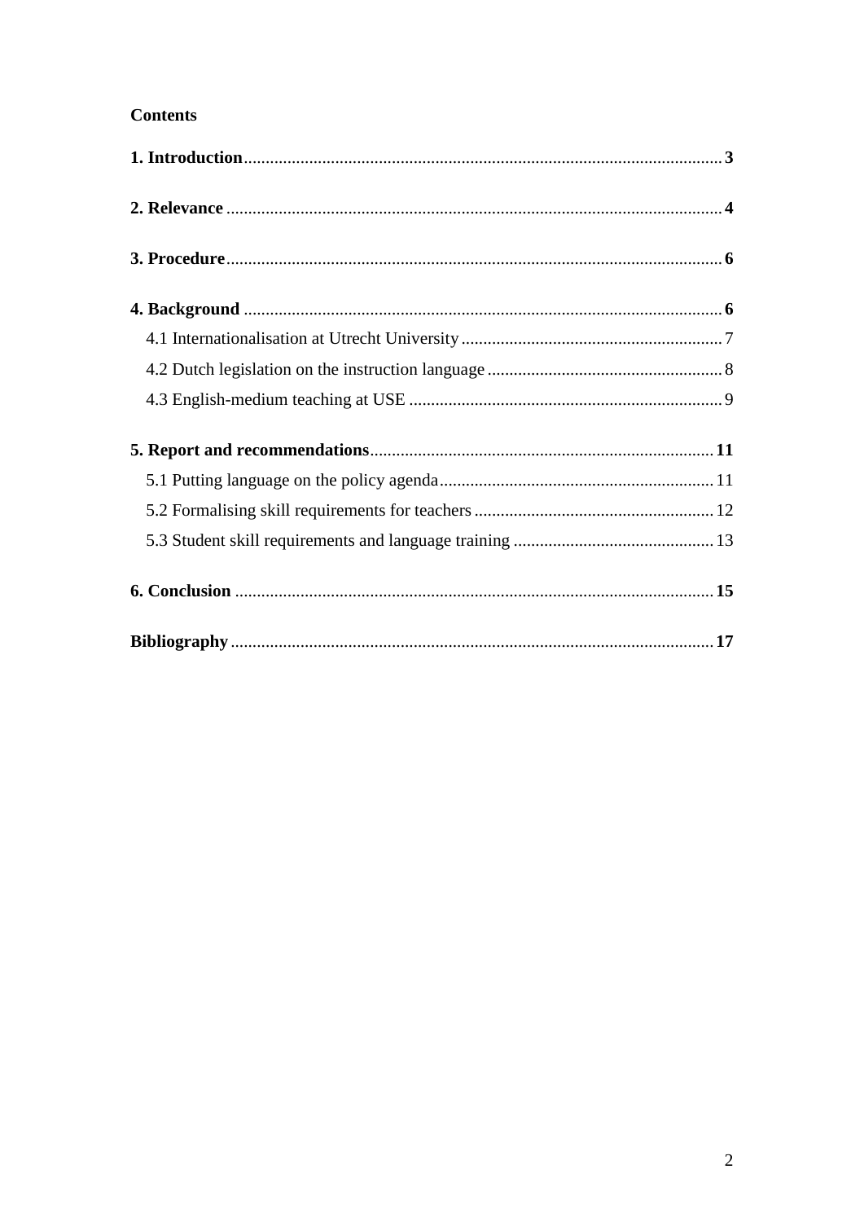**Contents**

**1. Introduction** .......... **3**

**2. Relevance** .......... **4**

**3. Procedure** .......... **6**

**4. Background** .......... **6**

- 4.1 Internationalisation at Utrecht University .......... 7
- 4.2 Dutch legislation on the instruction language .......... 8
- 4.3 English-medium teaching at USE .......... 9

**5. Report and recommendations** .......... **11**

- 5.1 Putting language on the policy agenda .......... 11
- 5.2 Formalising skill requirements for teachers .......... 12
- 5.3 Student skill requirements and language training .......... 13

**6. Conclusion** .......... **15**

**Bibliography** .......... **17**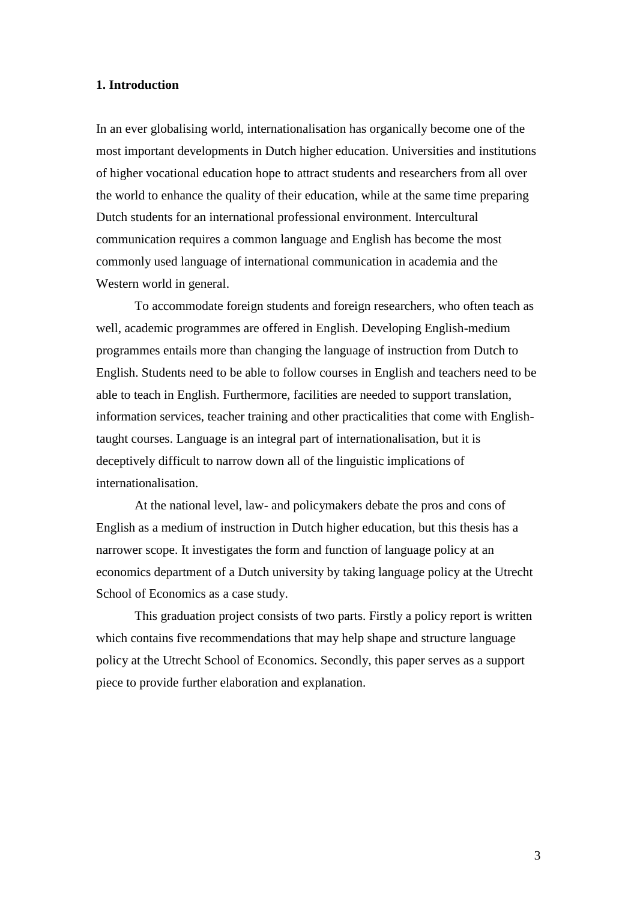## 1. Introduction

In an ever globalising world, internationalisation has organically become one of the most important developments in Dutch higher education. Universities and institutions of higher vocational education hope to attract students and researchers from all over the world to enhance the quality of their education, while at the same time preparing Dutch students for an international professional environment. Intercultural communication requires a common language and English has become the most commonly used language of international communication in academia and the Western world in general.

To accommodate foreign students and foreign researchers, who often teach as well, academic programmes are offered in English. Developing English-medium programmes entails more than changing the language of instruction from Dutch to English. Students need to be able to follow courses in English and teachers need to be able to teach in English. Furthermore, facilities are needed to support translation, information services, teacher training and other practicalities that come with English-taught courses. Language is an integral part of internationalisation, but it is deceptively difficult to narrow down all of the linguistic implications of internationalisation.

At the national level, law- and policymakers debate the pros and cons of English as a medium of instruction in Dutch higher education, but this thesis has a narrower scope. It investigates the form and function of language policy at an economics department of a Dutch university by taking language policy at the Utrecht School of Economics as a case study.

This graduation project consists of two parts. Firstly a policy report is written which contains five recommendations that may help shape and structure language policy at the Utrecht School of Economics. Secondly, this paper serves as a support piece to provide further elaboration and explanation.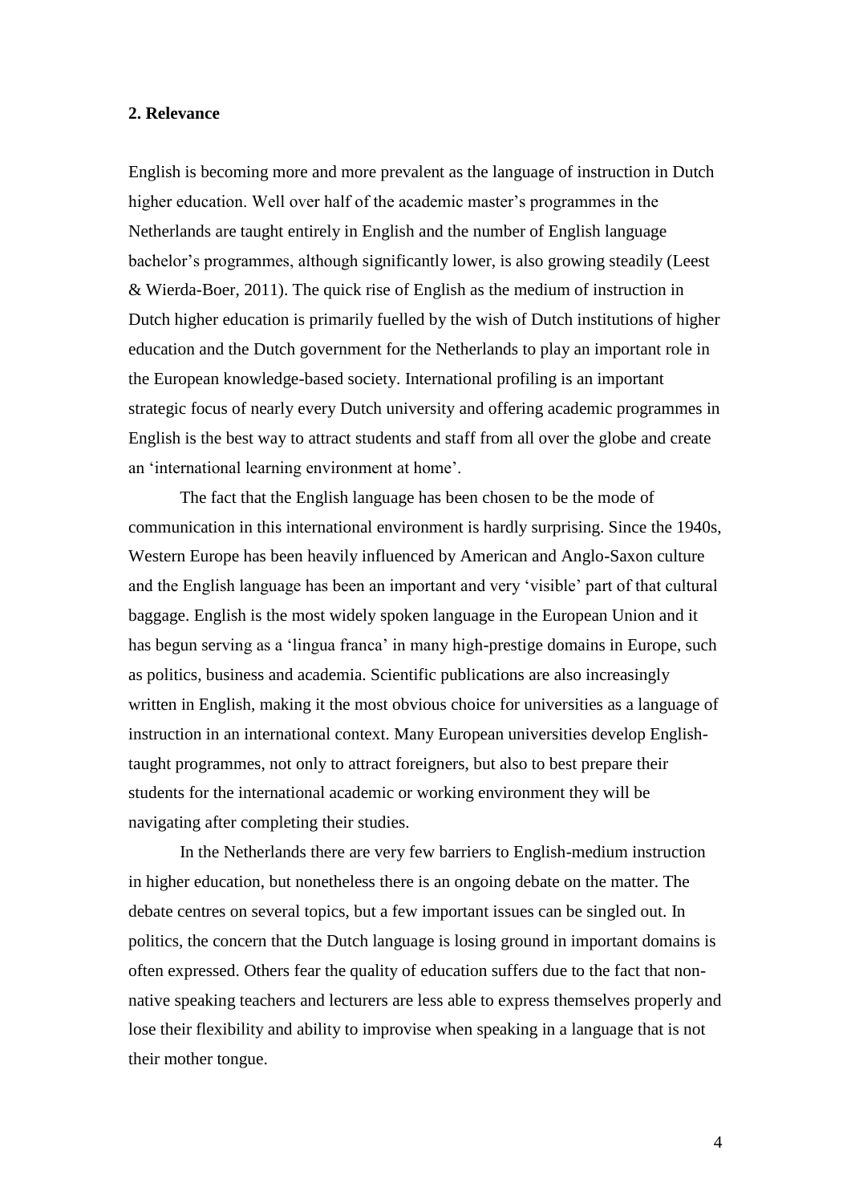## 2. Relevance

English is becoming more and more prevalent as the language of instruction in Dutch higher education. Well over half of the academic master's programmes in the Netherlands are taught entirely in English and the number of English language bachelor's programmes, although significantly lower, is also growing steadily (Leest & Wierda-Boer, 2011). The quick rise of English as the medium of instruction in Dutch higher education is primarily fuelled by the wish of Dutch institutions of higher education and the Dutch government for the Netherlands to play an important role in the European knowledge-based society. International profiling is an important strategic focus of nearly every Dutch university and offering academic programmes in English is the best way to attract students and staff from all over the globe and create an 'international learning environment at home'.

The fact that the English language has been chosen to be the mode of communication in this international environment is hardly surprising. Since the 1940s, Western Europe has been heavily influenced by American and Anglo-Saxon culture and the English language has been an important and very 'visible' part of that cultural baggage. English is the most widely spoken language in the European Union and it has begun serving as a 'lingua franca' in many high-prestige domains in Europe, such as politics, business and academia. Scientific publications are also increasingly written in English, making it the most obvious choice for universities as a language of instruction in an international context. Many European universities develop English-taught programmes, not only to attract foreigners, but also to best prepare their students for the international academic or working environment they will be navigating after completing their studies.

In the Netherlands there are very few barriers to English-medium instruction in higher education, but nonetheless there is an ongoing debate on the matter. The debate centres on several topics, but a few important issues can be singled out. In politics, the concern that the Dutch language is losing ground in important domains is often expressed. Others fear the quality of education suffers due to the fact that non-native speaking teachers and lecturers are less able to express themselves properly and lose their flexibility and ability to improvise when speaking in a language that is not their mother tongue.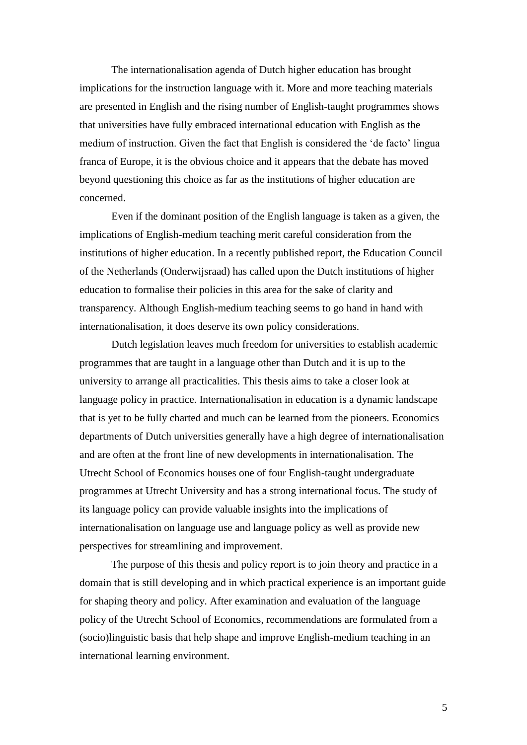The internationalisation agenda of Dutch higher education has brought implications for the instruction language with it. More and more teaching materials are presented in English and the rising number of English-taught programmes shows that universities have fully embraced international education with English as the medium of instruction. Given the fact that English is considered the 'de facto' lingua franca of Europe, it is the obvious choice and it appears that the debate has moved beyond questioning this choice as far as the institutions of higher education are concerned.

Even if the dominant position of the English language is taken as a given, the implications of English-medium teaching merit careful consideration from the institutions of higher education. In a recently published report, the Education Council of the Netherlands (Onderwijsraad) has called upon the Dutch institutions of higher education to formalise their policies in this area for the sake of clarity and transparency. Although English-medium teaching seems to go hand in hand with internationalisation, it does deserve its own policy considerations.

Dutch legislation leaves much freedom for universities to establish academic programmes that are taught in a language other than Dutch and it is up to the university to arrange all practicalities. This thesis aims to take a closer look at language policy in practice. Internationalisation in education is a dynamic landscape that is yet to be fully charted and much can be learned from the pioneers. Economics departments of Dutch universities generally have a high degree of internationalisation and are often at the front line of new developments in internationalisation. The Utrecht School of Economics houses one of four English-taught undergraduate programmes at Utrecht University and has a strong international focus. The study of its language policy can provide valuable insights into the implications of internationalisation on language use and language policy as well as provide new perspectives for streamlining and improvement.

The purpose of this thesis and policy report is to join theory and practice in a domain that is still developing and in which practical experience is an important guide for shaping theory and policy. After examination and evaluation of the language policy of the Utrecht School of Economics, recommendations are formulated from a (socio)linguistic basis that help shape and improve English-medium teaching in an international learning environment.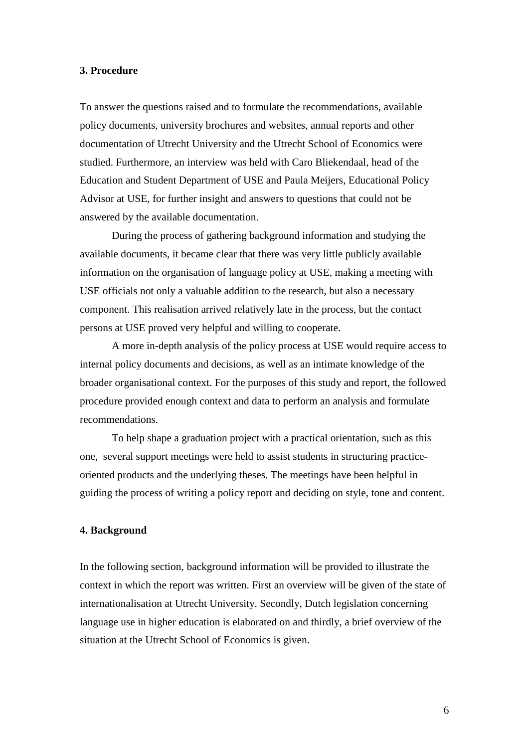## 3. Procedure

To answer the questions raised and to formulate the recommendations, available policy documents, university brochures and websites, annual reports and other documentation of Utrecht University and the Utrecht School of Economics were studied. Furthermore, an interview was held with Caro Bliekendaal, head of the Education and Student Department of USE and Paula Meijers, Educational Policy Advisor at USE, for further insight and answers to questions that could not be answered by the available documentation.

During the process of gathering background information and studying the available documents, it became clear that there was very little publicly available information on the organisation of language policy at USE, making a meeting with USE officials not only a valuable addition to the research, but also a necessary component. This realisation arrived relatively late in the process, but the contact persons at USE proved very helpful and willing to cooperate.

A more in-depth analysis of the policy process at USE would require access to internal policy documents and decisions, as well as an intimate knowledge of the broader organisational context. For the purposes of this study and report, the followed procedure provided enough context and data to perform an analysis and formulate recommendations.

To help shape a graduation project with a practical orientation, such as this one, several support meetings were held to assist students in structuring practice-oriented products and the underlying theses. The meetings have been helpful in guiding the process of writing a policy report and deciding on style, tone and content.

## 4. Background

In the following section, background information will be provided to illustrate the context in which the report was written. First an overview will be given of the state of internationalisation at Utrecht University. Secondly, Dutch legislation concerning language use in higher education is elaborated on and thirdly, a brief overview of the situation at the Utrecht School of Economics is given.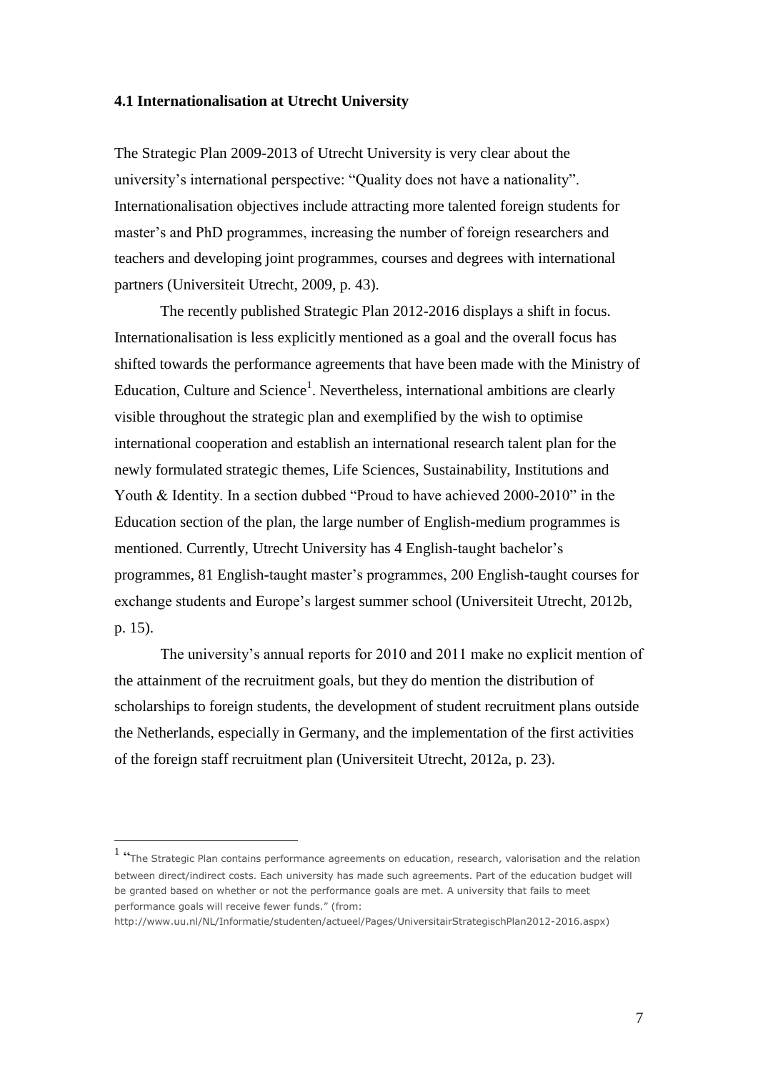### 4.1 Internationalisation at Utrecht University

The Strategic Plan 2009-2013 of Utrecht University is very clear about the university's international perspective: "Quality does not have a nationality". Internationalisation objectives include attracting more talented foreign students for master's and PhD programmes, increasing the number of foreign researchers and teachers and developing joint programmes, courses and degrees with international partners (Universiteit Utrecht, 2009, p. 43).

The recently published Strategic Plan 2012-2016 displays a shift in focus. Internationalisation is less explicitly mentioned as a goal and the overall focus has shifted towards the performance agreements that have been made with the Ministry of Education, Culture and Science[1]. Nevertheless, international ambitions are clearly visible throughout the strategic plan and exemplified by the wish to optimise international cooperation and establish an international research talent plan for the newly formulated strategic themes, Life Sciences, Sustainability, Institutions and Youth & Identity. In a section dubbed "Proud to have achieved 2000-2010" in the Education section of the plan, the large number of English-medium programmes is mentioned. Currently, Utrecht University has 4 English-taught bachelor's programmes, 81 English-taught master's programmes, 200 English-taught courses for exchange students and Europe's largest summer school (Universiteit Utrecht, 2012b, p. 15).

The university's annual reports for 2010 and 2011 make no explicit mention of the attainment of the recruitment goals, but they do mention the distribution of scholarships to foreign students, the development of student recruitment plans outside the Netherlands, especially in Germany, and the implementation of the first activities of the foreign staff recruitment plan (Universiteit Utrecht, 2012a, p. 23).

---

[1] "The Strategic Plan contains performance agreements on education, research, valorisation and the relation between direct/indirect costs. Each university has made such agreements. Part of the education budget will be granted based on whether or not the performance goals are met. A university that fails to meet performance goals will receive fewer funds." (from: http://www.uu.nl/NL/Informatie/studenten/actueel/Pages/UniversitairStrategischPlan2012-2016.aspx)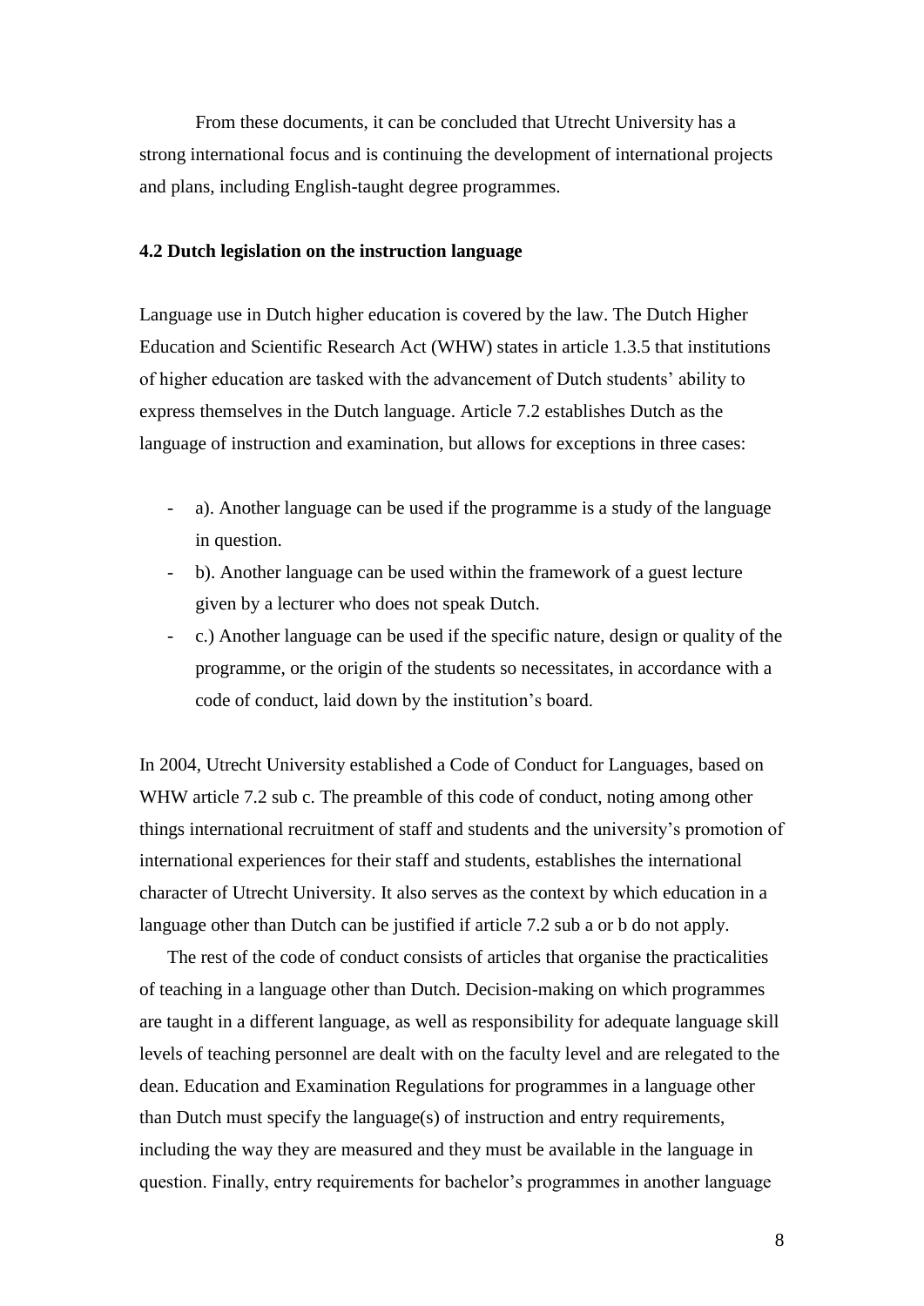From these documents, it can be concluded that Utrecht University has a strong international focus and is continuing the development of international projects and plans, including English-taught degree programmes.

### 4.2 Dutch legislation on the instruction language

Language use in Dutch higher education is covered by the law. The Dutch Higher Education and Scientific Research Act (WHW) states in article 1.3.5 that institutions of higher education are tasked with the advancement of Dutch students' ability to express themselves in the Dutch language. Article 7.2 establishes Dutch as the language of instruction and examination, but allows for exceptions in three cases:

- a). Another language can be used if the programme is a study of the language in question.
- b). Another language can be used within the framework of a guest lecture given by a lecturer who does not speak Dutch.
- c.) Another language can be used if the specific nature, design or quality of the programme, or the origin of the students so necessitates, in accordance with a code of conduct, laid down by the institution's board.

In 2004, Utrecht University established a Code of Conduct for Languages, based on WHW article 7.2 sub c. The preamble of this code of conduct, noting among other things international recruitment of staff and students and the university's promotion of international experiences for their staff and students, establishes the international character of Utrecht University. It also serves as the context by which education in a language other than Dutch can be justified if article 7.2 sub a or b do not apply.

The rest of the code of conduct consists of articles that organise the practicalities of teaching in a language other than Dutch. Decision-making on which programmes are taught in a different language, as well as responsibility for adequate language skill levels of teaching personnel are dealt with on the faculty level and are relegated to the dean. Education and Examination Regulations for programmes in a language other than Dutch must specify the language(s) of instruction and entry requirements, including the way they are measured and they must be available in the language in question. Finally, entry requirements for bachelor's programmes in another language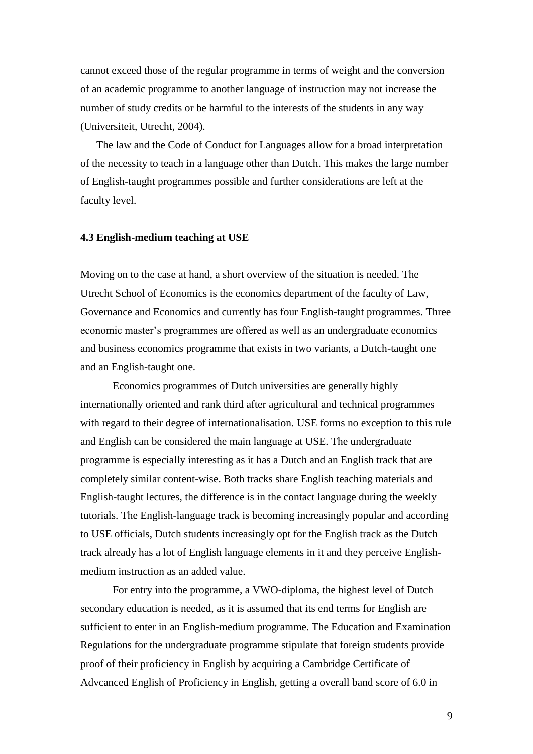cannot exceed those of the regular programme in terms of weight and the conversion of an academic programme to another language of instruction may not increase the number of study credits or be harmful to the interests of the students in any way (Universiteit, Utrecht, 2004).

The law and the Code of Conduct for Languages allow for a broad interpretation of the necessity to teach in a language other than Dutch. This makes the large number of English-taught programmes possible and further considerations are left at the faculty level.

### 4.3 English-medium teaching at USE

Moving on to the case at hand, a short overview of the situation is needed. The Utrecht School of Economics is the economics department of the faculty of Law, Governance and Economics and currently has four English-taught programmes. Three economic master's programmes are offered as well as an undergraduate economics and business economics programme that exists in two variants, a Dutch-taught one and an English-taught one.

Economics programmes of Dutch universities are generally highly internationally oriented and rank third after agricultural and technical programmes with regard to their degree of internationalisation. USE forms no exception to this rule and English can be considered the main language at USE. The undergraduate programme is especially interesting as it has a Dutch and an English track that are completely similar content-wise. Both tracks share English teaching materials and English-taught lectures, the difference is in the contact language during the weekly tutorials. The English-language track is becoming increasingly popular and according to USE officials, Dutch students increasingly opt for the English track as the Dutch track already has a lot of English language elements in it and they perceive English-medium instruction as an added value.

For entry into the programme, a VWO-diploma, the highest level of Dutch secondary education is needed, as it is assumed that its end terms for English are sufficient to enter in an English-medium programme. The Education and Examination Regulations for the undergraduate programme stipulate that foreign students provide proof of their proficiency in English by acquiring a Cambridge Certificate of Advcanced English of Proficiency in English, getting a overall band score of 6.0 in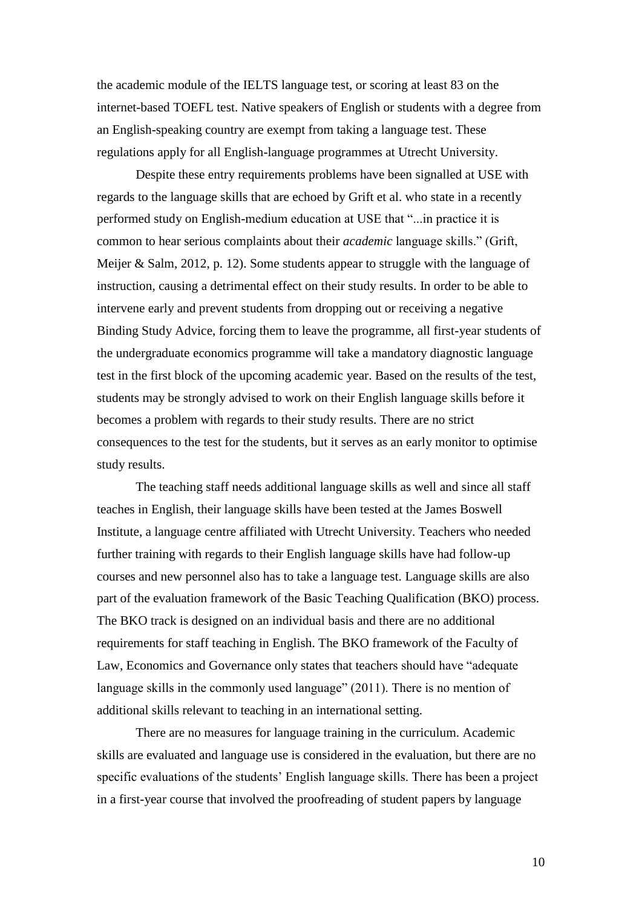the academic module of the IELTS language test, or scoring at least 83 on the internet-based TOEFL test. Native speakers of English or students with a degree from an English-speaking country are exempt from taking a language test. These regulations apply for all English-language programmes at Utrecht University.

Despite these entry requirements problems have been signalled at USE with regards to the language skills that are echoed by Grift et al. who state in a recently performed study on English-medium education at USE that "...in practice it is common to hear serious complaints about their *academic* language skills." (Grift, Meijer & Salm, 2012, p. 12). Some students appear to struggle with the language of instruction, causing a detrimental effect on their study results. In order to be able to intervene early and prevent students from dropping out or receiving a negative Binding Study Advice, forcing them to leave the programme, all first-year students of the undergraduate economics programme will take a mandatory diagnostic language test in the first block of the upcoming academic year. Based on the results of the test, students may be strongly advised to work on their English language skills before it becomes a problem with regards to their study results. There are no strict consequences to the test for the students, but it serves as an early monitor to optimise study results.

The teaching staff needs additional language skills as well and since all staff teaches in English, their language skills have been tested at the James Boswell Institute, a language centre affiliated with Utrecht University. Teachers who needed further training with regards to their English language skills have had follow-up courses and new personnel also has to take a language test. Language skills are also part of the evaluation framework of the Basic Teaching Qualification (BKO) process. The BKO track is designed on an individual basis and there are no additional requirements for staff teaching in English. The BKO framework of the Faculty of Law, Economics and Governance only states that teachers should have "adequate language skills in the commonly used language" (2011). There is no mention of additional skills relevant to teaching in an international setting.

There are no measures for language training in the curriculum. Academic skills are evaluated and language use is considered in the evaluation, but there are no specific evaluations of the students' English language skills. There has been a project in a first-year course that involved the proofreading of student papers by language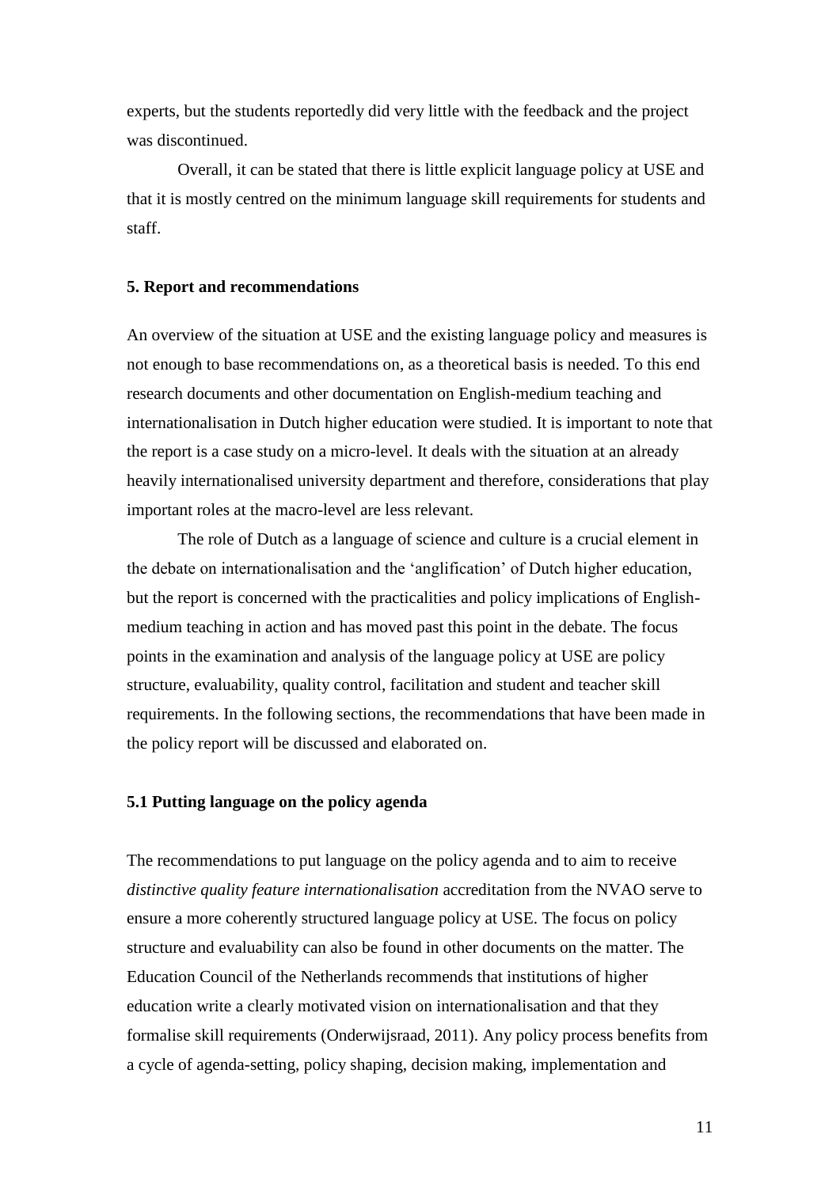experts, but the students reportedly did very little with the feedback and the project was discontinued.

Overall, it can be stated that there is little explicit language policy at USE and that it is mostly centred on the minimum language skill requirements for students and staff.

## 5. Report and recommendations

An overview of the situation at USE and the existing language policy and measures is not enough to base recommendations on, as a theoretical basis is needed. To this end research documents and other documentation on English-medium teaching and internationalisation in Dutch higher education were studied. It is important to note that the report is a case study on a micro-level. It deals with the situation at an already heavily internationalised university department and therefore, considerations that play important roles at the macro-level are less relevant.

The role of Dutch as a language of science and culture is a crucial element in the debate on internationalisation and the 'anglification' of Dutch higher education, but the report is concerned with the practicalities and policy implications of English-medium teaching in action and has moved past this point in the debate. The focus points in the examination and analysis of the language policy at USE are policy structure, evaluability, quality control, facilitation and student and teacher skill requirements. In the following sections, the recommendations that have been made in the policy report will be discussed and elaborated on.

### 5.1 Putting language on the policy agenda

The recommendations to put language on the policy agenda and to aim to receive *distinctive quality feature internationalisation* accreditation from the NVAO serve to ensure a more coherently structured language policy at USE. The focus on policy structure and evaluability can also be found in other documents on the matter. The Education Council of the Netherlands recommends that institutions of higher education write a clearly motivated vision on internationalisation and that they formalise skill requirements (Onderwijsraad, 2011). Any policy process benefits from a cycle of agenda-setting, policy shaping, decision making, implementation and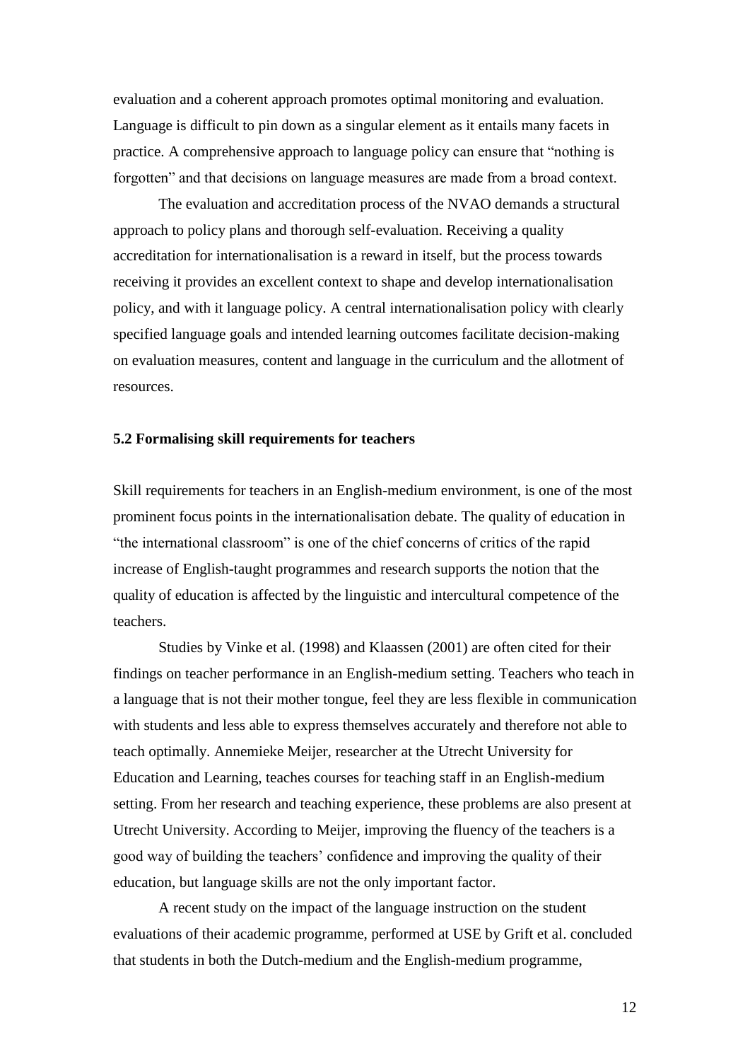evaluation and a coherent approach promotes optimal monitoring and evaluation. Language is difficult to pin down as a singular element as it entails many facets in practice. A comprehensive approach to language policy can ensure that "nothing is forgotten" and that decisions on language measures are made from a broad context.

The evaluation and accreditation process of the NVAO demands a structural approach to policy plans and thorough self-evaluation. Receiving a quality accreditation for internationalisation is a reward in itself, but the process towards receiving it provides an excellent context to shape and develop internationalisation policy, and with it language policy. A central internationalisation policy with clearly specified language goals and intended learning outcomes facilitate decision-making on evaluation measures, content and language in the curriculum and the allotment of resources.

### 5.2 Formalising skill requirements for teachers

Skill requirements for teachers in an English-medium environment, is one of the most prominent focus points in the internationalisation debate. The quality of education in "the international classroom" is one of the chief concerns of critics of the rapid increase of English-taught programmes and research supports the notion that the quality of education is affected by the linguistic and intercultural competence of the teachers.

Studies by Vinke et al. (1998) and Klaassen (2001) are often cited for their findings on teacher performance in an English-medium setting. Teachers who teach in a language that is not their mother tongue, feel they are less flexible in communication with students and less able to express themselves accurately and therefore not able to teach optimally. Annemieke Meijer, researcher at the Utrecht University for Education and Learning, teaches courses for teaching staff in an English-medium setting. From her research and teaching experience, these problems are also present at Utrecht University. According to Meijer, improving the fluency of the teachers is a good way of building the teachers' confidence and improving the quality of their education, but language skills are not the only important factor.

A recent study on the impact of the language instruction on the student evaluations of their academic programme, performed at USE by Grift et al. concluded that students in both the Dutch-medium and the English-medium programme,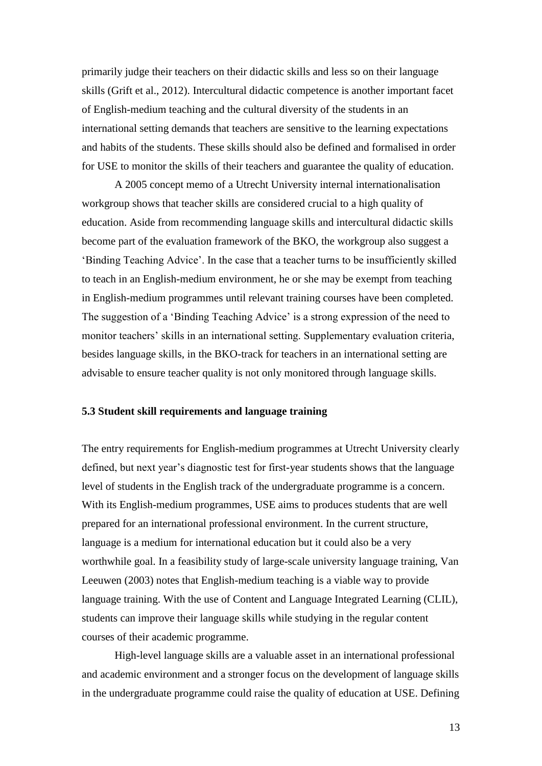primarily judge their teachers on their didactic skills and less so on their language skills (Grift et al., 2012). Intercultural didactic competence is another important facet of English-medium teaching and the cultural diversity of the students in an international setting demands that teachers are sensitive to the learning expectations and habits of the students. These skills should also be defined and formalised in order for USE to monitor the skills of their teachers and guarantee the quality of education.

A 2005 concept memo of a Utrecht University internal internationalisation workgroup shows that teacher skills are considered crucial to a high quality of education. Aside from recommending language skills and intercultural didactic skills become part of the evaluation framework of the BKO, the workgroup also suggest a 'Binding Teaching Advice'. In the case that a teacher turns to be insufficiently skilled to teach in an English-medium environment, he or she may be exempt from teaching in English-medium programmes until relevant training courses have been completed. The suggestion of a 'Binding Teaching Advice' is a strong expression of the need to monitor teachers' skills in an international setting. Supplementary evaluation criteria, besides language skills, in the BKO-track for teachers in an international setting are advisable to ensure teacher quality is not only monitored through language skills.

### 5.3 Student skill requirements and language training

The entry requirements for English-medium programmes at Utrecht University clearly defined, but next year's diagnostic test for first-year students shows that the language level of students in the English track of the undergraduate programme is a concern. With its English-medium programmes, USE aims to produces students that are well prepared for an international professional environment. In the current structure, language is a medium for international education but it could also be a very worthwhile goal. In a feasibility study of large-scale university language training, Van Leeuwen (2003) notes that English-medium teaching is a viable way to provide language training. With the use of Content and Language Integrated Learning (CLIL), students can improve their language skills while studying in the regular content courses of their academic programme.

High-level language skills are a valuable asset in an international professional and academic environment and a stronger focus on the development of language skills in the undergraduate programme could raise the quality of education at USE. Defining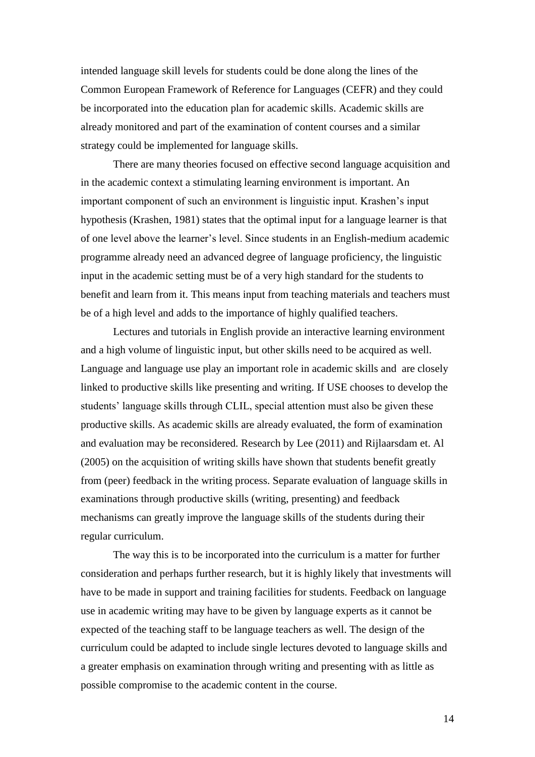intended language skill levels for students could be done along the lines of the Common European Framework of Reference for Languages (CEFR) and they could be incorporated into the education plan for academic skills. Academic skills are already monitored and part of the examination of content courses and a similar strategy could be implemented for language skills.

There are many theories focused on effective second language acquisition and in the academic context a stimulating learning environment is important. An important component of such an environment is linguistic input. Krashen's input hypothesis (Krashen, 1981) states that the optimal input for a language learner is that of one level above the learner's level. Since students in an English-medium academic programme already need an advanced degree of language proficiency, the linguistic input in the academic setting must be of a very high standard for the students to benefit and learn from it. This means input from teaching materials and teachers must be of a high level and adds to the importance of highly qualified teachers.

Lectures and tutorials in English provide an interactive learning environment and a high volume of linguistic input, but other skills need to be acquired as well. Language and language use play an important role in academic skills and are closely linked to productive skills like presenting and writing. If USE chooses to develop the students' language skills through CLIL, special attention must also be given these productive skills. As academic skills are already evaluated, the form of examination and evaluation may be reconsidered. Research by Lee (2011) and Rijlaarsdam et. Al (2005) on the acquisition of writing skills have shown that students benefit greatly from (peer) feedback in the writing process. Separate evaluation of language skills in examinations through productive skills (writing, presenting) and feedback mechanisms can greatly improve the language skills of the students during their regular curriculum.

The way this is to be incorporated into the curriculum is a matter for further consideration and perhaps further research, but it is highly likely that investments will have to be made in support and training facilities for students. Feedback on language use in academic writing may have to be given by language experts as it cannot be expected of the teaching staff to be language teachers as well. The design of the curriculum could be adapted to include single lectures devoted to language skills and a greater emphasis on examination through writing and presenting with as little as possible compromise to the academic content in the course.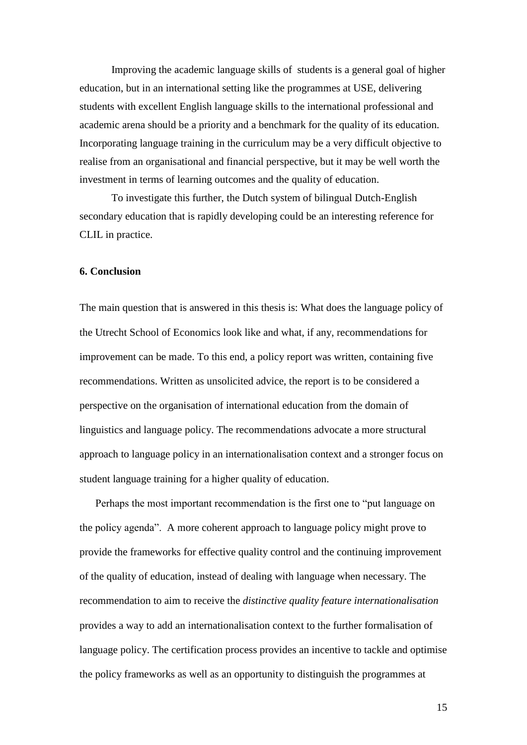Improving the academic language skills of students is a general goal of higher education, but in an international setting like the programmes at USE, delivering students with excellent English language skills to the international professional and academic arena should be a priority and a benchmark for the quality of its education. Incorporating language training in the curriculum may be a very difficult objective to realise from an organisational and financial perspective, but it may be well worth the investment in terms of learning outcomes and the quality of education.

To investigate this further, the Dutch system of bilingual Dutch-English secondary education that is rapidly developing could be an interesting reference for CLIL in practice.

## 6. Conclusion

The main question that is answered in this thesis is: What does the language policy of the Utrecht School of Economics look like and what, if any, recommendations for improvement can be made. To this end, a policy report was written, containing five recommendations. Written as unsolicited advice, the report is to be considered a perspective on the organisation of international education from the domain of linguistics and language policy. The recommendations advocate a more structural approach to language policy in an internationalisation context and a stronger focus on student language training for a higher quality of education.

Perhaps the most important recommendation is the first one to "put language on the policy agenda". A more coherent approach to language policy might prove to provide the frameworks for effective quality control and the continuing improvement of the quality of education, instead of dealing with language when necessary. The recommendation to aim to receive the *distinctive quality feature internationalisation* provides a way to add an internationalisation context to the further formalisation of language policy. The certification process provides an incentive to tackle and optimise the policy frameworks as well as an opportunity to distinguish the programmes at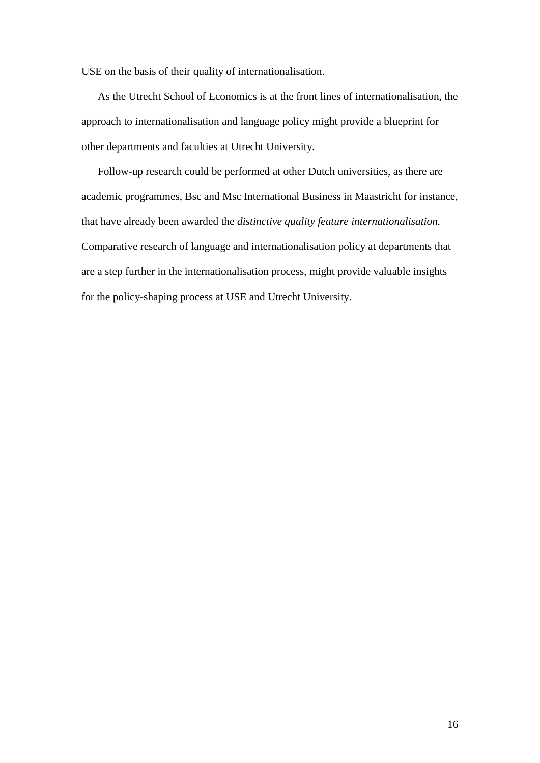USE on the basis of their quality of internationalisation.

As the Utrecht School of Economics is at the front lines of internationalisation, the approach to internationalisation and language policy might provide a blueprint for other departments and faculties at Utrecht University.

Follow-up research could be performed at other Dutch universities, as there are academic programmes, Bsc and Msc International Business in Maastricht for instance, that have already been awarded the *distinctive quality feature internationalisation.* Comparative research of language and internationalisation policy at departments that are a step further in the internationalisation process, might provide valuable insights for the policy-shaping process at USE and Utrecht University.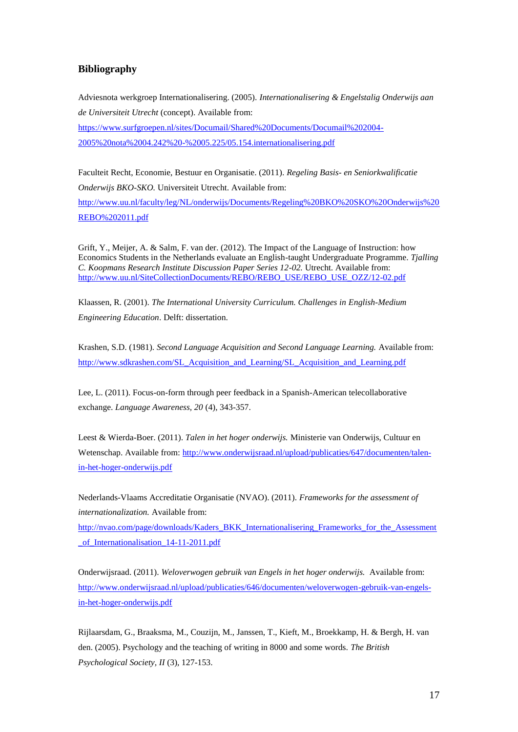## Bibliography

Adviesnota werkgroep Internationalisering. (2005). *Internationalisering & Engelstalig Onderwijs aan de Universiteit Utrecht* (concept). Available from: https://www.surfgroepen.nl/sites/Documail/Shared%20Documents/Documail%202004-2005%20nota%2004.242%20-%2005.225/05.154.internationalisering.pdf

Faculteit Recht, Economie, Bestuur en Organisatie. (2011). *Regeling Basis- en Seniorkwalificatie Onderwijs BKO-SKO.* Universiteit Utrecht. Available from: http://www.uu.nl/faculty/leg/NL/onderwijs/Documents/Regeling%20BKO%20SKO%20Onderwijs%20REBO%202011.pdf

Grift, Y., Meijer, A. & Salm, F. van der. (2012). The Impact of the Language of Instruction: how Economics Students in the Netherlands evaluate an English-taught Undergraduate Programme. *Tjalling C. Koopmans Research Institute Discussion Paper Series 12-02.* Utrecht. Available from: http://www.uu.nl/SiteCollectionDocuments/REBO/REBO_USE/REBO_USE_OZZ/12-02.pdf

Klaassen, R. (2001). *The International University Curriculum. Challenges in English-Medium Engineering Education*. Delft: dissertation.

Krashen, S.D. (1981). *Second Language Acquisition and Second Language Learning.* Available from: http://www.sdkrashen.com/SL_Acquisition_and_Learning/SL_Acquisition_and_Learning.pdf

Lee, L. (2011). Focus-on-form through peer feedback in a Spanish-American telecollaborative exchange. *Language Awareness, 20* (4), 343-357.

Leest & Wierda-Boer. (2011). *Talen in het hoger onderwijs.* Ministerie van Onderwijs, Cultuur en Wetenschap. Available from: http://www.onderwijsraad.nl/upload/publicaties/647/documenten/talen-in-het-hoger-onderwijs.pdf

Nederlands-Vlaams Accreditatie Organisatie (NVAO). (2011). *Frameworks for the assessment of internationalization.* Available from: http://nvao.com/page/downloads/Kaders_BKK_Internationalisering_Frameworks_for_the_Assessment_of_Internationalisation_14-11-2011.pdf

Onderwijsraad. (2011). *Weloverwogen gebruik van Engels in het hoger onderwijs.* Available from: http://www.onderwijsraad.nl/upload/publicaties/646/documenten/weloverwogen-gebruik-van-engels-in-het-hoger-onderwijs.pdf

Rijlaarsdam, G., Braaksma, M., Couzijn, M., Janssen, T., Kieft, M., Broekkamp, H. & Bergh, H. van den. (2005). Psychology and the teaching of writing in 8000 and some words. *The British Psychological Society, II* (3), 127-153.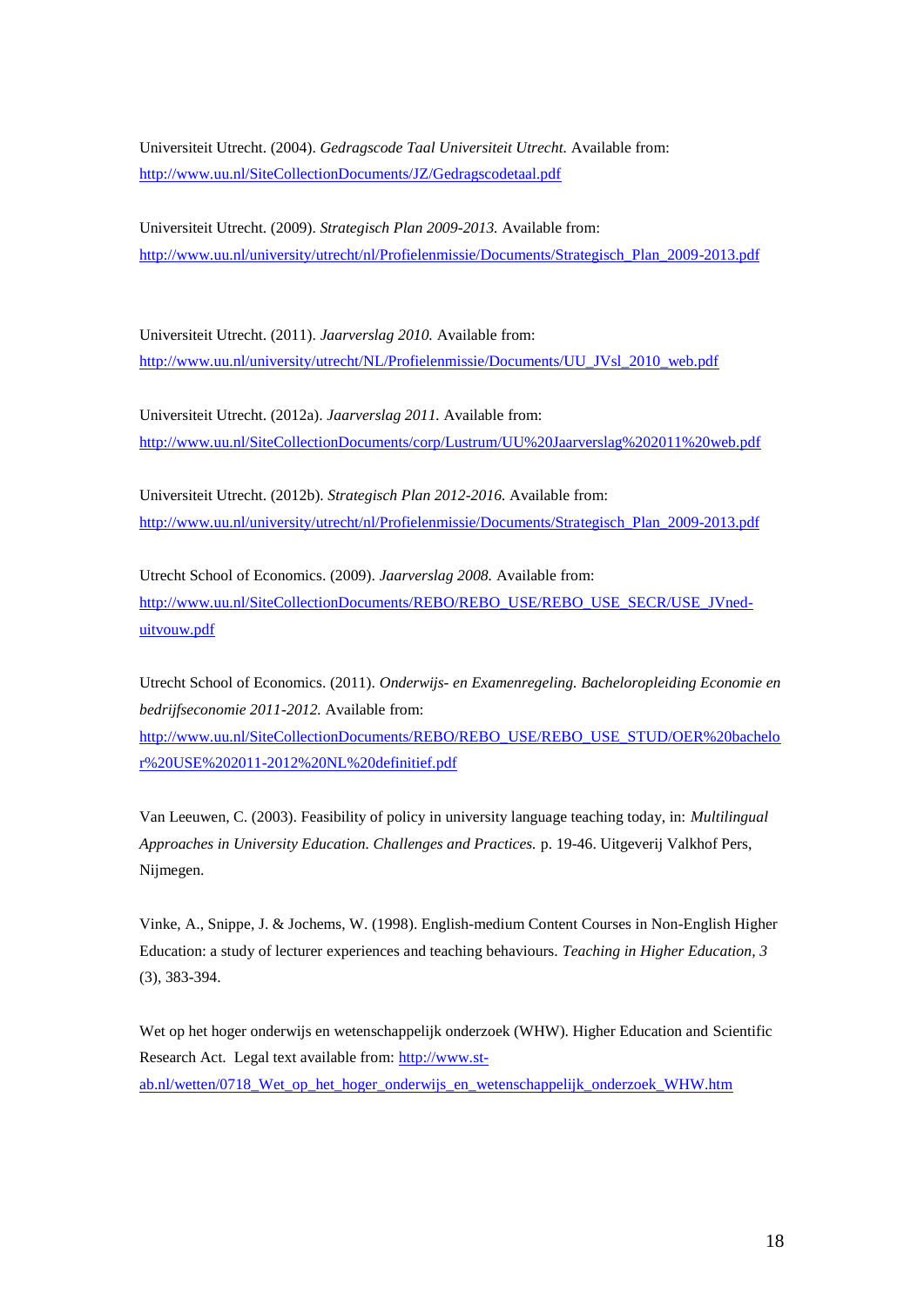Universiteit Utrecht. (2004). *Gedragscode Taal Universiteit Utrecht.* Available from: http://www.uu.nl/SiteCollectionDocuments/JZ/Gedragscodetaal.pdf

Universiteit Utrecht. (2009). *Strategisch Plan 2009-2013.* Available from: http://www.uu.nl/university/utrecht/nl/Profielenmissie/Documents/Strategisch_Plan_2009-2013.pdf

Universiteit Utrecht. (2011). *Jaarverslag 2010.* Available from: http://www.uu.nl/university/utrecht/NL/Profielenmissie/Documents/UU_JVsl_2010_web.pdf

Universiteit Utrecht. (2012a). *Jaarverslag 2011.* Available from: http://www.uu.nl/SiteCollectionDocuments/corp/Lustrum/UU%20Jaarverslag%202011%20web.pdf

Universiteit Utrecht. (2012b). *Strategisch Plan 2012-2016.* Available from: http://www.uu.nl/university/utrecht/nl/Profielenmissie/Documents/Strategisch_Plan_2009-2013.pdf

Utrecht School of Economics. (2009). *Jaarverslag 2008.* Available from: http://www.uu.nl/SiteCollectionDocuments/REBO/REBO_USE/REBO_USE_SECR/USE_JVned-uitvouw.pdf

Utrecht School of Economics. (2011). *Onderwijs- en Examenregeling. Bacheloropleiding Economie en bedrijfseconomie 2011-2012.* Available from: http://www.uu.nl/SiteCollectionDocuments/REBO/REBO_USE/REBO_USE_STUD/OER%20bachelor%20USE%202011-2012%20NL%20definitief.pdf

Van Leeuwen, C. (2003). Feasibility of policy in university language teaching today, in: *Multilingual Approaches in University Education. Challenges and Practices.* p. 19-46. Uitgeverij Valkhof Pers, Nijmegen.

Vinke, A., Snippe, J. & Jochems, W. (1998). English-medium Content Courses in Non-English Higher Education: a study of lecturer experiences and teaching behaviours. *Teaching in Higher Education, 3* (3), 383-394.

Wet op het hoger onderwijs en wetenschappelijk onderzoek (WHW). Higher Education and Scientific Research Act. Legal text available from: http://www.st-ab.nl/wetten/0718_Wet_op_het_hoger_onderwijs_en_wetenschappelijk_onderzoek_WHW.htm